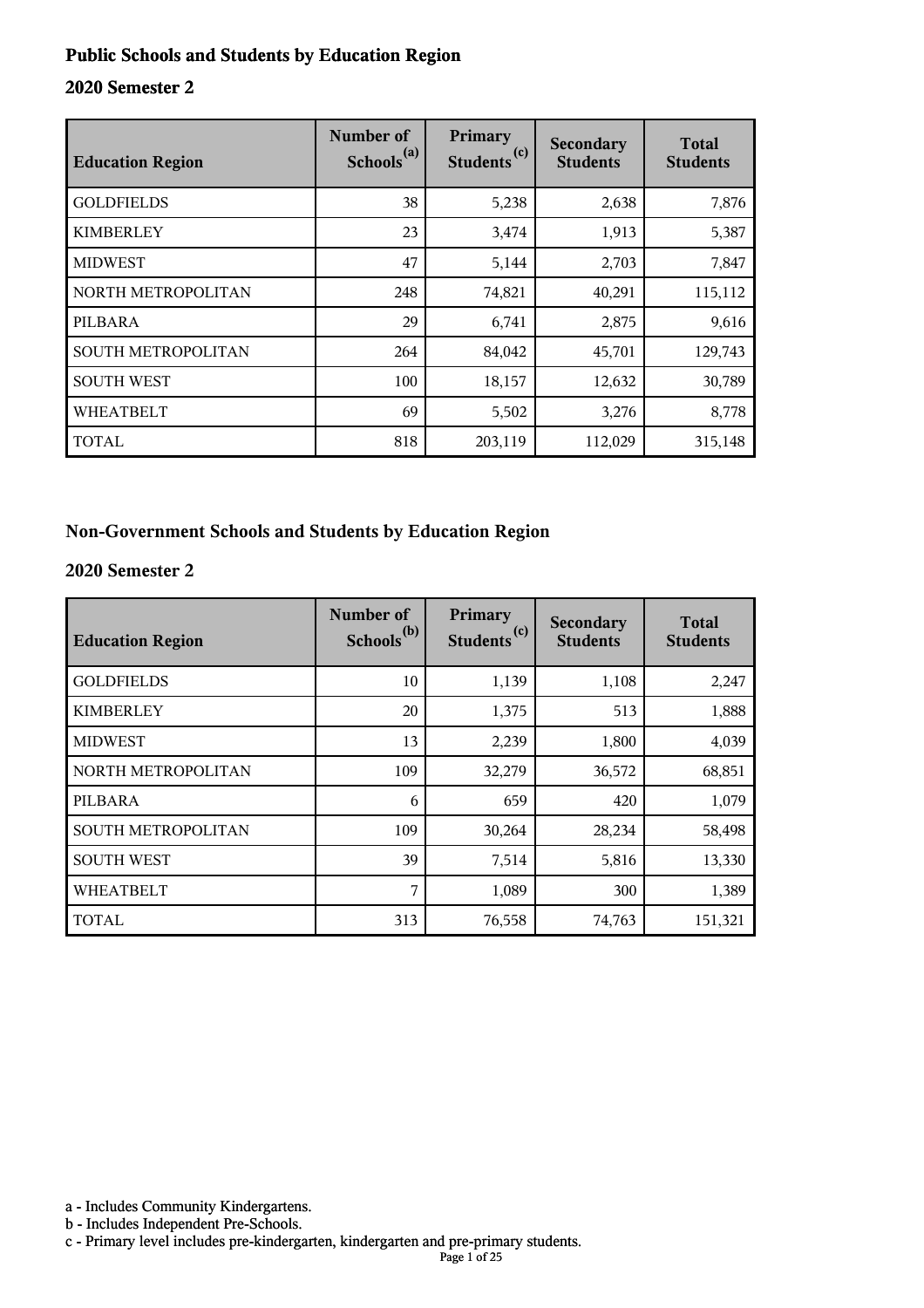## Public Schools and Students by Education Region

### 2020 Semester 2

| Education Region | Number of Schools[(a)] | Primary Students[(c)] | Secondary Students | Total Students |
|---|---|---|---|---|
| GOLDFIELDS | 38 | 5,238 | 2,638 | 7,876 |
| KIMBERLEY | 23 | 3,474 | 1,913 | 5,387 |
| MIDWEST | 47 | 5,144 | 2,703 | 7,847 |
| NORTH METROPOLITAN | 248 | 74,821 | 40,291 | 115,112 |
| PILBARA | 29 | 6,741 | 2,875 | 9,616 |
| SOUTH METROPOLITAN | 264 | 84,042 | 45,701 | 129,743 |
| SOUTH WEST | 100 | 18,157 | 12,632 | 30,789 |
| WHEATBELT | 69 | 5,502 | 3,276 | 8,778 |
| TOTAL | 818 | 203,119 | 112,029 | 315,148 |

## Non-Government Schools and Students by Education Region

### 2020 Semester 2

| Education Region | Number of Schools[(b)] | Primary Students[(c)] | Secondary Students | Total Students |
|---|---|---|---|---|
| GOLDFIELDS | 10 | 1,139 | 1,108 | 2,247 |
| KIMBERLEY | 20 | 1,375 | 513 | 1,888 |
| MIDWEST | 13 | 2,239 | 1,800 | 4,039 |
| NORTH METROPOLITAN | 109 | 32,279 | 36,572 | 68,851 |
| PILBARA | 6 | 659 | 420 | 1,079 |
| SOUTH METROPOLITAN | 109 | 30,264 | 28,234 | 58,498 |
| SOUTH WEST | 39 | 7,514 | 5,816 | 13,330 |
| WHEATBELT | 7 | 1,089 | 300 | 1,389 |
| TOTAL | 313 | 76,558 | 74,763 | 151,321 |

a - Includes Community Kindergartens.
b - Includes Independent Pre-Schools.
c - Primary level includes pre-kindergarten, kindergarten and pre-primary students.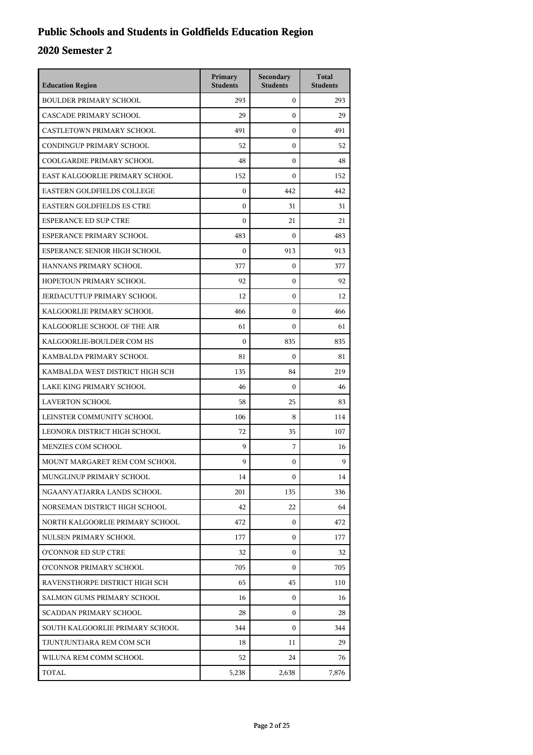# Public Schools and Students in Goldfields Education Region

## 2020 Semester 2

| Education Region | Primary Students | Secondary Students | Total Students |
|---|---|---|---|
| BOULDER PRIMARY SCHOOL | 293 | 0 | 293 |
| CASCADE PRIMARY SCHOOL | 29 | 0 | 29 |
| CASTLETOWN PRIMARY SCHOOL | 491 | 0 | 491 |
| CONDINGUP PRIMARY SCHOOL | 52 | 0 | 52 |
| COOLGARDIE PRIMARY SCHOOL | 48 | 0 | 48 |
| EAST KALGOORLIE PRIMARY SCHOOL | 152 | 0 | 152 |
| EASTERN GOLDFIELDS COLLEGE | 0 | 442 | 442 |
| EASTERN GOLDFIELDS ES CTRE | 0 | 31 | 31 |
| ESPERANCE ED SUP CTRE | 0 | 21 | 21 |
| ESPERANCE PRIMARY SCHOOL | 483 | 0 | 483 |
| ESPERANCE SENIOR HIGH SCHOOL | 0 | 913 | 913 |
| HANNANS PRIMARY SCHOOL | 377 | 0 | 377 |
| HOPETOUN PRIMARY SCHOOL | 92 | 0 | 92 |
| JERDACUTTUP PRIMARY SCHOOL | 12 | 0 | 12 |
| KALGOORLIE PRIMARY SCHOOL | 466 | 0 | 466 |
| KALGOORLIE SCHOOL OF THE AIR | 61 | 0 | 61 |
| KALGOORLIE-BOULDER COM HS | 0 | 835 | 835 |
| KAMBALDA PRIMARY SCHOOL | 81 | 0 | 81 |
| KAMBALDA WEST DISTRICT HIGH SCH | 135 | 84 | 219 |
| LAKE KING PRIMARY SCHOOL | 46 | 0 | 46 |
| LAVERTON SCHOOL | 58 | 25 | 83 |
| LEINSTER COMMUNITY SCHOOL | 106 | 8 | 114 |
| LEONORA DISTRICT HIGH SCHOOL | 72 | 35 | 107 |
| MENZIES COM SCHOOL | 9 | 7 | 16 |
| MOUNT MARGARET REM COM SCHOOL | 9 | 0 | 9 |
| MUNGLINUP PRIMARY SCHOOL | 14 | 0 | 14 |
| NGAANYATJARRA LANDS SCHOOL | 201 | 135 | 336 |
| NORSEMAN DISTRICT HIGH SCHOOL | 42 | 22 | 64 |
| NORTH KALGOORLIE PRIMARY SCHOOL | 472 | 0 | 472 |
| NULSEN PRIMARY SCHOOL | 177 | 0 | 177 |
| O'CONNOR ED SUP CTRE | 32 | 0 | 32 |
| O'CONNOR PRIMARY SCHOOL | 705 | 0 | 705 |
| RAVENSTHORPE DISTRICT HIGH SCH | 65 | 45 | 110 |
| SALMON GUMS PRIMARY SCHOOL | 16 | 0 | 16 |
| SCADDAN PRIMARY SCHOOL | 28 | 0 | 28 |
| SOUTH KALGOORLIE PRIMARY SCHOOL | 344 | 0 | 344 |
| TJUNTJUNTJARA REM COM SCH | 18 | 11 | 29 |
| WILUNA REM COMM SCHOOL | 52 | 24 | 76 |
| TOTAL | 5,238 | 2,638 | 7,876 |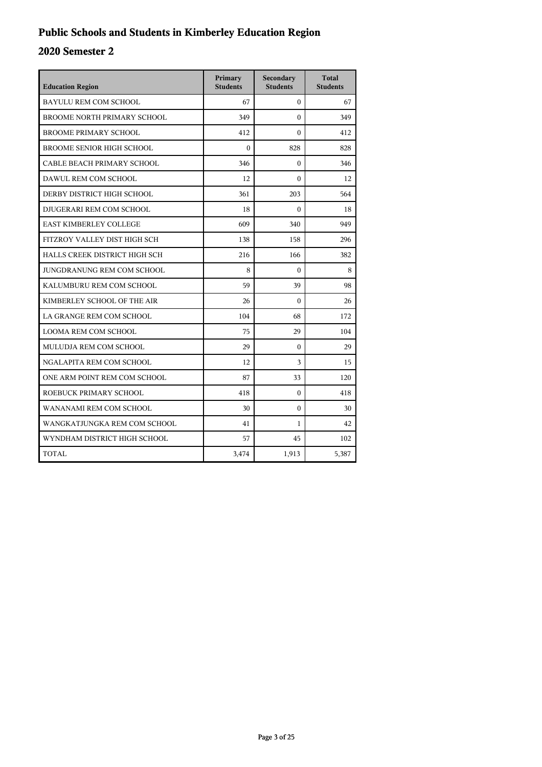# Public Schools and Students in Kimberley Education Region

## 2020 Semester 2

| Education Region | Primary Students | Secondary Students | Total Students |
|---|---|---|---|
| BAYULU REM COM SCHOOL | 67 | 0 | 67 |
| BROOME NORTH PRIMARY SCHOOL | 349 | 0 | 349 |
| BROOME PRIMARY SCHOOL | 412 | 0 | 412 |
| BROOME SENIOR HIGH SCHOOL | 0 | 828 | 828 |
| CABLE BEACH PRIMARY SCHOOL | 346 | 0 | 346 |
| DAWUL REM COM SCHOOL | 12 | 0 | 12 |
| DERBY DISTRICT HIGH SCHOOL | 361 | 203 | 564 |
| DJUGERARI REM COM SCHOOL | 18 | 0 | 18 |
| EAST KIMBERLEY COLLEGE | 609 | 340 | 949 |
| FITZROY VALLEY DIST HIGH SCH | 138 | 158 | 296 |
| HALLS CREEK DISTRICT HIGH SCH | 216 | 166 | 382 |
| JUNGDRANUNG REM COM SCHOOL | 8 | 0 | 8 |
| KALUMBURU REM COM SCHOOL | 59 | 39 | 98 |
| KIMBERLEY SCHOOL OF THE AIR | 26 | 0 | 26 |
| LA GRANGE REM COM SCHOOL | 104 | 68 | 172 |
| LOOMA REM COM SCHOOL | 75 | 29 | 104 |
| MULUDJA REM COM SCHOOL | 29 | 0 | 29 |
| NGALAPITA REM COM SCHOOL | 12 | 3 | 15 |
| ONE ARM POINT REM COM SCHOOL | 87 | 33 | 120 |
| ROEBUCK PRIMARY SCHOOL | 418 | 0 | 418 |
| WANANAMI REM COM SCHOOL | 30 | 0 | 30 |
| WANGKATJUNGKA REM COM SCHOOL | 41 | 1 | 42 |
| WYNDHAM DISTRICT HIGH SCHOOL | 57 | 45 | 102 |
| TOTAL | 3,474 | 1,913 | 5,387 |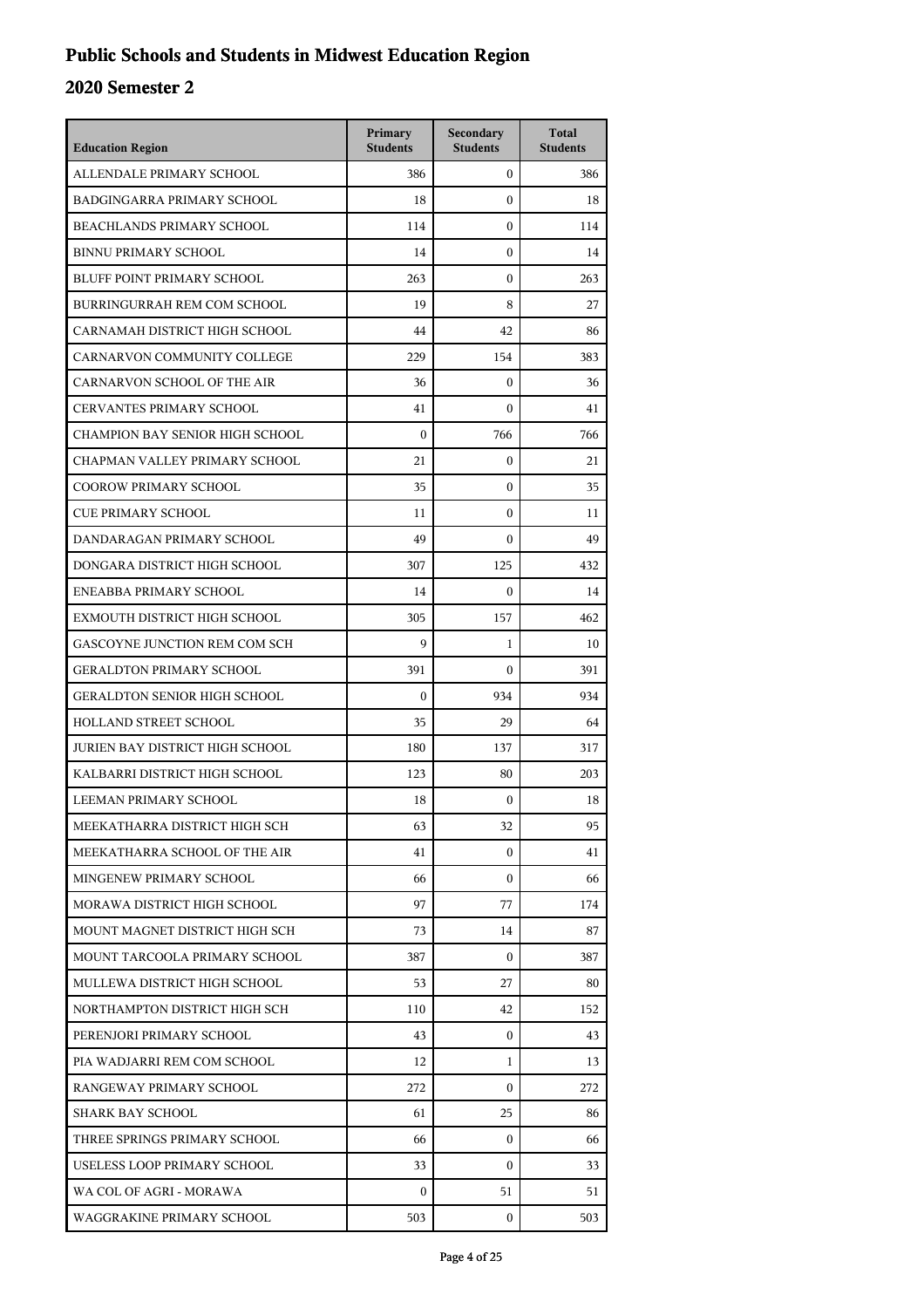# Public Schools and Students in Midwest Education Region

## 2020 Semester 2

| Education Region | Primary Students | Secondary Students | Total Students |
|---|---|---|---|
| ALLENDALE PRIMARY SCHOOL | 386 | 0 | 386 |
| BADGINGARRA PRIMARY SCHOOL | 18 | 0 | 18 |
| BEACHLANDS PRIMARY SCHOOL | 114 | 0 | 114 |
| BINNU PRIMARY SCHOOL | 14 | 0 | 14 |
| BLUFF POINT PRIMARY SCHOOL | 263 | 0 | 263 |
| BURRINGURRAH REM COM SCHOOL | 19 | 8 | 27 |
| CARNAMAH DISTRICT HIGH SCHOOL | 44 | 42 | 86 |
| CARNARVON COMMUNITY COLLEGE | 229 | 154 | 383 |
| CARNARVON SCHOOL OF THE AIR | 36 | 0 | 36 |
| CERVANTES PRIMARY SCHOOL | 41 | 0 | 41 |
| CHAMPION BAY SENIOR HIGH SCHOOL | 0 | 766 | 766 |
| CHAPMAN VALLEY PRIMARY SCHOOL | 21 | 0 | 21 |
| COOROW PRIMARY SCHOOL | 35 | 0 | 35 |
| CUE PRIMARY SCHOOL | 11 | 0 | 11 |
| DANDARAGAN PRIMARY SCHOOL | 49 | 0 | 49 |
| DONGARA DISTRICT HIGH SCHOOL | 307 | 125 | 432 |
| ENEABBA PRIMARY SCHOOL | 14 | 0 | 14 |
| EXMOUTH DISTRICT HIGH SCHOOL | 305 | 157 | 462 |
| GASCOYNE JUNCTION REM COM SCH | 9 | 1 | 10 |
| GERALDTON PRIMARY SCHOOL | 391 | 0 | 391 |
| GERALDTON SENIOR HIGH SCHOOL | 0 | 934 | 934 |
| HOLLAND STREET SCHOOL | 35 | 29 | 64 |
| JURIEN BAY DISTRICT HIGH SCHOOL | 180 | 137 | 317 |
| KALBARRI DISTRICT HIGH SCHOOL | 123 | 80 | 203 |
| LEEMAN PRIMARY SCHOOL | 18 | 0 | 18 |
| MEEKATHARRA DISTRICT HIGH SCH | 63 | 32 | 95 |
| MEEKATHARRA SCHOOL OF THE AIR | 41 | 0 | 41 |
| MINGENEW PRIMARY SCHOOL | 66 | 0 | 66 |
| MORAWA DISTRICT HIGH SCHOOL | 97 | 77 | 174 |
| MOUNT MAGNET DISTRICT HIGH SCH | 73 | 14 | 87 |
| MOUNT TARCOOLA PRIMARY SCHOOL | 387 | 0 | 387 |
| MULLEWA DISTRICT HIGH SCHOOL | 53 | 27 | 80 |
| NORTHAMPTON DISTRICT HIGH SCH | 110 | 42 | 152 |
| PERENJORI PRIMARY SCHOOL | 43 | 0 | 43 |
| PIA WADJARRI REM COM SCHOOL | 12 | 1 | 13 |
| RANGEWAY PRIMARY SCHOOL | 272 | 0 | 272 |
| SHARK BAY SCHOOL | 61 | 25 | 86 |
| THREE SPRINGS PRIMARY SCHOOL | 66 | 0 | 66 |
| USELESS LOOP PRIMARY SCHOOL | 33 | 0 | 33 |
| WA COL OF AGRI - MORAWA | 0 | 51 | 51 |
| WAGGRAKINE PRIMARY SCHOOL | 503 | 0 | 503 |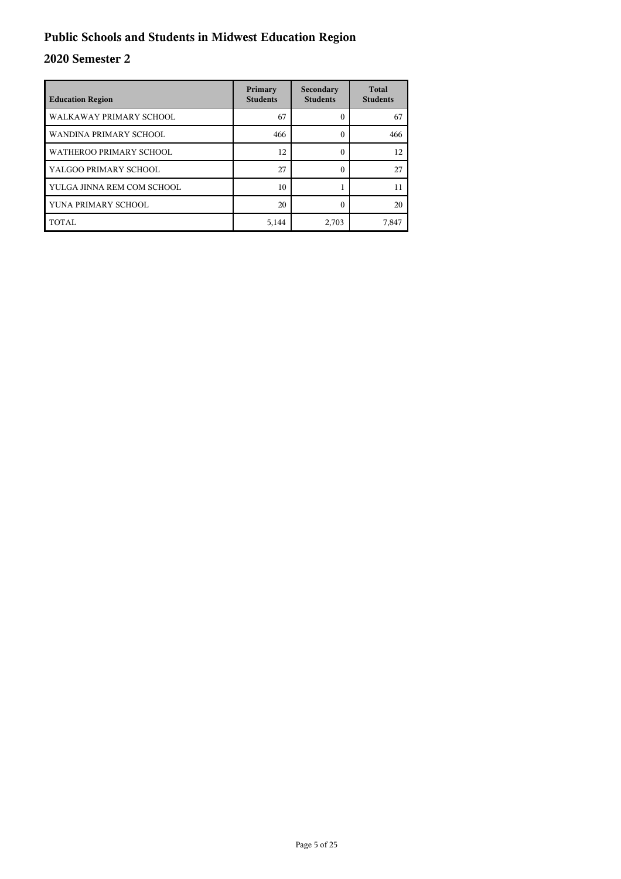# Public Schools and Students in Midwest Education Region

## 2020 Semester 2

| Education Region | Primary Students | Secondary Students | Total Students |
|---|---|---|---|
| WALKAWAY PRIMARY SCHOOL | 67 | 0 | 67 |
| WANDINA PRIMARY SCHOOL | 466 | 0 | 466 |
| WATHEROO PRIMARY SCHOOL | 12 | 0 | 12 |
| YALGOO PRIMARY SCHOOL | 27 | 0 | 27 |
| YULGA JINNA REM COM SCHOOL | 10 | 1 | 11 |
| YUNA PRIMARY SCHOOL | 20 | 0 | 20 |
| TOTAL | 5,144 | 2,703 | 7,847 |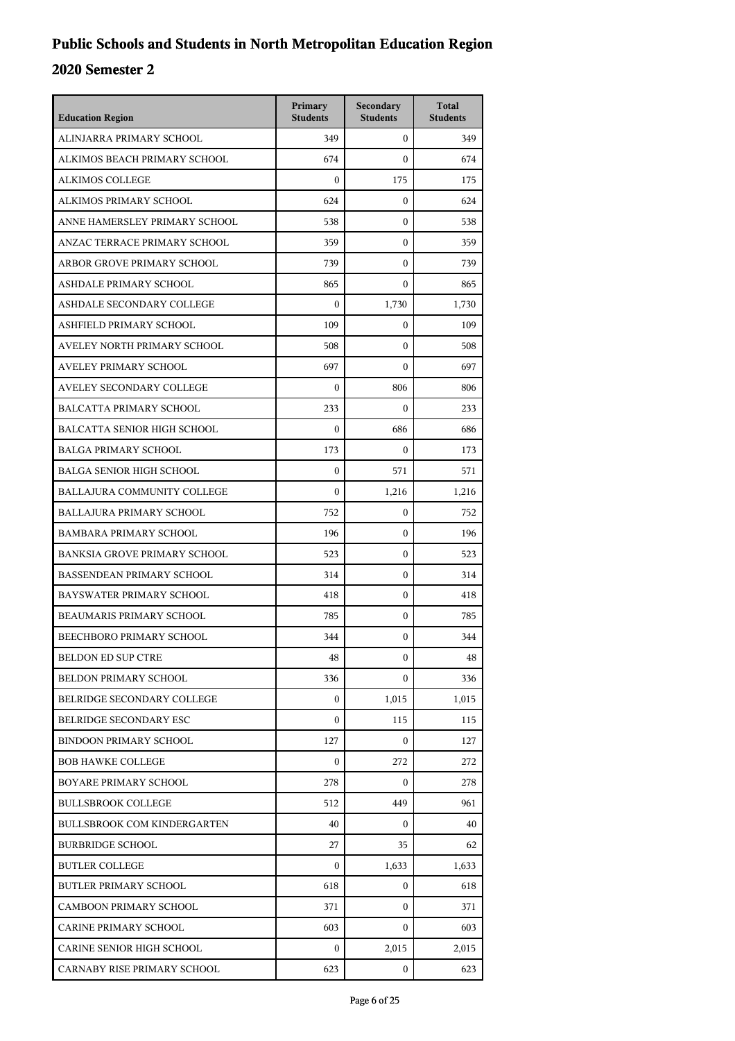# Public Schools and Students in North Metropolitan Education Region

## 2020 Semester 2

| Education Region | Primary Students | Secondary Students | Total Students |
|---|---|---|---|
| ALINJARRA PRIMARY SCHOOL | 349 | 0 | 349 |
| ALKIMOS BEACH PRIMARY SCHOOL | 674 | 0 | 674 |
| ALKIMOS COLLEGE | 0 | 175 | 175 |
| ALKIMOS PRIMARY SCHOOL | 624 | 0 | 624 |
| ANNE HAMERSLEY PRIMARY SCHOOL | 538 | 0 | 538 |
| ANZAC TERRACE PRIMARY SCHOOL | 359 | 0 | 359 |
| ARBOR GROVE PRIMARY SCHOOL | 739 | 0 | 739 |
| ASHDALE PRIMARY SCHOOL | 865 | 0 | 865 |
| ASHDALE SECONDARY COLLEGE | 0 | 1,730 | 1,730 |
| ASHFIELD PRIMARY SCHOOL | 109 | 0 | 109 |
| AVELEY NORTH PRIMARY SCHOOL | 508 | 0 | 508 |
| AVELEY PRIMARY SCHOOL | 697 | 0 | 697 |
| AVELEY SECONDARY COLLEGE | 0 | 806 | 806 |
| BALCATTA PRIMARY SCHOOL | 233 | 0 | 233 |
| BALCATTA SENIOR HIGH SCHOOL | 0 | 686 | 686 |
| BALGA PRIMARY SCHOOL | 173 | 0 | 173 |
| BALGA SENIOR HIGH SCHOOL | 0 | 571 | 571 |
| BALLAJURA COMMUNITY COLLEGE | 0 | 1,216 | 1,216 |
| BALLAJURA PRIMARY SCHOOL | 752 | 0 | 752 |
| BAMBARA PRIMARY SCHOOL | 196 | 0 | 196 |
| BANKSIA GROVE PRIMARY SCHOOL | 523 | 0 | 523 |
| BASSENDEAN PRIMARY SCHOOL | 314 | 0 | 314 |
| BAYSWATER PRIMARY SCHOOL | 418 | 0 | 418 |
| BEAUMARIS PRIMARY SCHOOL | 785 | 0 | 785 |
| BEECHBORO PRIMARY SCHOOL | 344 | 0 | 344 |
| BELDON ED SUP CTRE | 48 | 0 | 48 |
| BELDON PRIMARY SCHOOL | 336 | 0 | 336 |
| BELRIDGE SECONDARY COLLEGE | 0 | 1,015 | 1,015 |
| BELRIDGE SECONDARY ESC | 0 | 115 | 115 |
| BINDOON PRIMARY SCHOOL | 127 | 0 | 127 |
| BOB HAWKE COLLEGE | 0 | 272 | 272 |
| BOYARE PRIMARY SCHOOL | 278 | 0 | 278 |
| BULLSBROOK COLLEGE | 512 | 449 | 961 |
| BULLSBROOK COM KINDERGARTEN | 40 | 0 | 40 |
| BURBRIDGE SCHOOL | 27 | 35 | 62 |
| BUTLER COLLEGE | 0 | 1,633 | 1,633 |
| BUTLER PRIMARY SCHOOL | 618 | 0 | 618 |
| CAMBOON PRIMARY SCHOOL | 371 | 0 | 371 |
| CARINE PRIMARY SCHOOL | 603 | 0 | 603 |
| CARINE SENIOR HIGH SCHOOL | 0 | 2,015 | 2,015 |
| CARNABY RISE PRIMARY SCHOOL | 623 | 0 | 623 |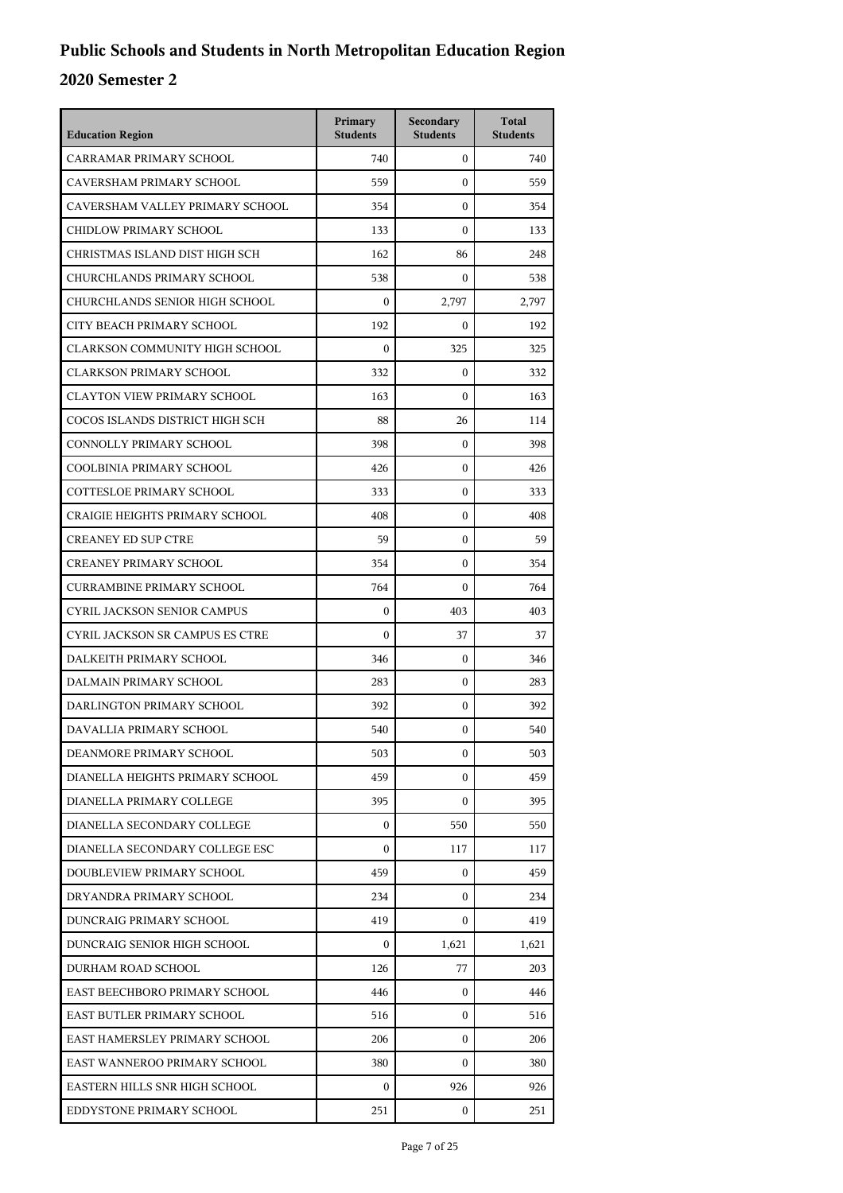# Public Schools and Students in North Metropolitan Education Region

## 2020 Semester 2

| Education Region | Primary Students | Secondary Students | Total Students |
|---|---|---|---|
| CARRAMAR PRIMARY SCHOOL | 740 | 0 | 740 |
| CAVERSHAM PRIMARY SCHOOL | 559 | 0 | 559 |
| CAVERSHAM VALLEY PRIMARY SCHOOL | 354 | 0 | 354 |
| CHIDLOW PRIMARY SCHOOL | 133 | 0 | 133 |
| CHRISTMAS ISLAND DIST HIGH SCH | 162 | 86 | 248 |
| CHURCHLANDS PRIMARY SCHOOL | 538 | 0 | 538 |
| CHURCHLANDS SENIOR HIGH SCHOOL | 0 | 2,797 | 2,797 |
| CITY BEACH PRIMARY SCHOOL | 192 | 0 | 192 |
| CLARKSON COMMUNITY HIGH SCHOOL | 0 | 325 | 325 |
| CLARKSON PRIMARY SCHOOL | 332 | 0 | 332 |
| CLAYTON VIEW PRIMARY SCHOOL | 163 | 0 | 163 |
| COCOS ISLANDS DISTRICT HIGH SCH | 88 | 26 | 114 |
| CONNOLLY PRIMARY SCHOOL | 398 | 0 | 398 |
| COOLBINIA PRIMARY SCHOOL | 426 | 0 | 426 |
| COTTESLOE PRIMARY SCHOOL | 333 | 0 | 333 |
| CRAIGIE HEIGHTS PRIMARY SCHOOL | 408 | 0 | 408 |
| CREANEY ED SUP CTRE | 59 | 0 | 59 |
| CREANEY PRIMARY SCHOOL | 354 | 0 | 354 |
| CURRAMBINE PRIMARY SCHOOL | 764 | 0 | 764 |
| CYRIL JACKSON SENIOR CAMPUS | 0 | 403 | 403 |
| CYRIL JACKSON SR CAMPUS ES CTRE | 0 | 37 | 37 |
| DALKEITH PRIMARY SCHOOL | 346 | 0 | 346 |
| DALMAIN PRIMARY SCHOOL | 283 | 0 | 283 |
| DARLINGTON PRIMARY SCHOOL | 392 | 0 | 392 |
| DAVALLIA PRIMARY SCHOOL | 540 | 0 | 540 |
| DEANMORE PRIMARY SCHOOL | 503 | 0 | 503 |
| DIANELLA HEIGHTS PRIMARY SCHOOL | 459 | 0 | 459 |
| DIANELLA PRIMARY COLLEGE | 395 | 0 | 395 |
| DIANELLA SECONDARY COLLEGE | 0 | 550 | 550 |
| DIANELLA SECONDARY COLLEGE ESC | 0 | 117 | 117 |
| DOUBLEVIEW PRIMARY SCHOOL | 459 | 0 | 459 |
| DRYANDRA PRIMARY SCHOOL | 234 | 0 | 234 |
| DUNCRAIG PRIMARY SCHOOL | 419 | 0 | 419 |
| DUNCRAIG SENIOR HIGH SCHOOL | 0 | 1,621 | 1,621 |
| DURHAM ROAD SCHOOL | 126 | 77 | 203 |
| EAST BEECHBORO PRIMARY SCHOOL | 446 | 0 | 446 |
| EAST BUTLER PRIMARY SCHOOL | 516 | 0 | 516 |
| EAST HAMERSLEY PRIMARY SCHOOL | 206 | 0 | 206 |
| EAST WANNEROO PRIMARY SCHOOL | 380 | 0 | 380 |
| EASTERN HILLS SNR HIGH SCHOOL | 0 | 926 | 926 |
| EDDYSTONE PRIMARY SCHOOL | 251 | 0 | 251 |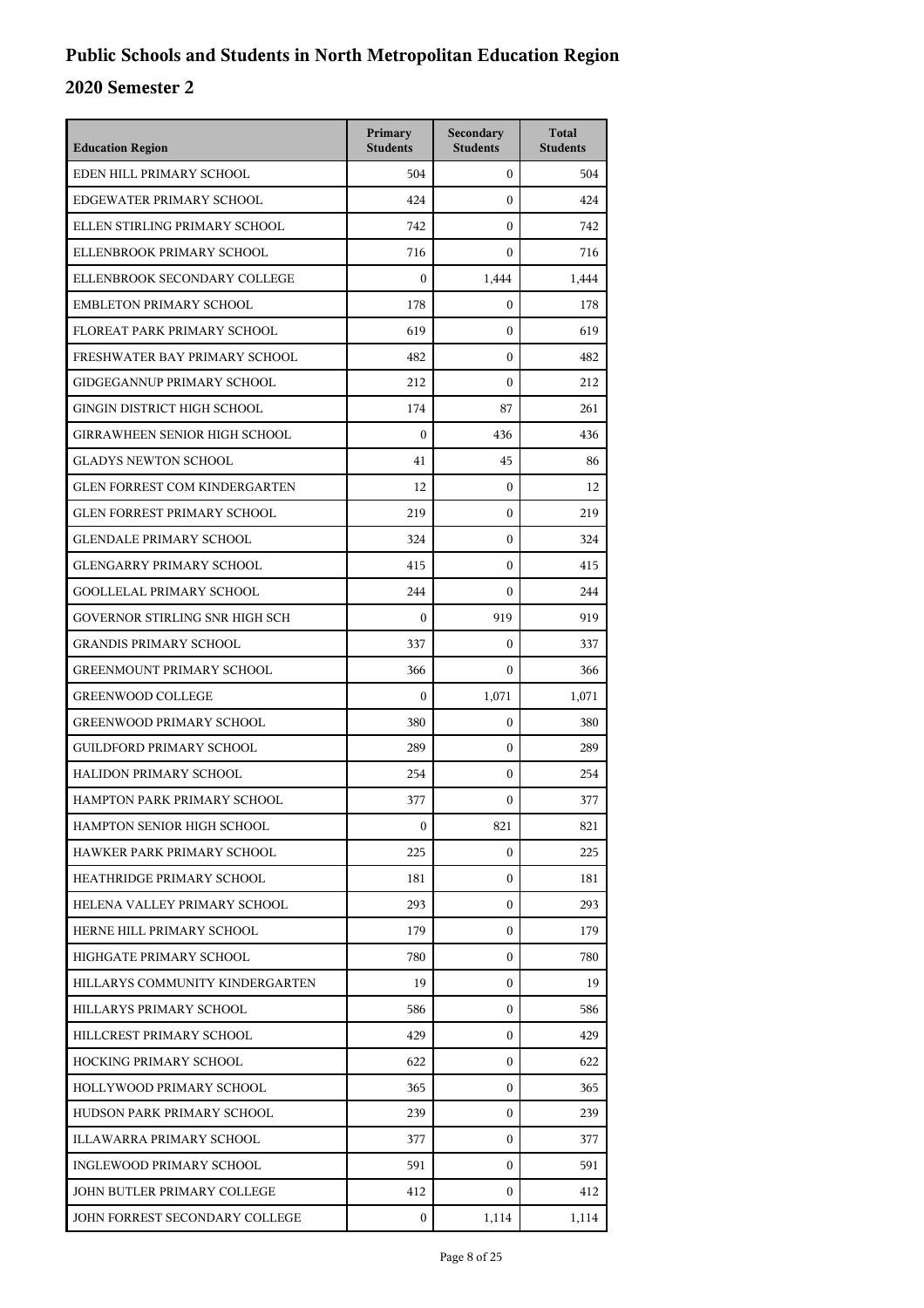# Public Schools and Students in North Metropolitan Education Region

## 2020 Semester 2

| Education Region | Primary Students | Secondary Students | Total Students |
| --- | --- | --- | --- |
| EDEN HILL PRIMARY SCHOOL | 504 | 0 | 504 |
| EDGEWATER PRIMARY SCHOOL | 424 | 0 | 424 |
| ELLEN STIRLING PRIMARY SCHOOL | 742 | 0 | 742 |
| ELLENBROOK PRIMARY SCHOOL | 716 | 0 | 716 |
| ELLENBROOK SECONDARY COLLEGE | 0 | 1,444 | 1,444 |
| EMBLETON PRIMARY SCHOOL | 178 | 0 | 178 |
| FLOREAT PARK PRIMARY SCHOOL | 619 | 0 | 619 |
| FRESHWATER BAY PRIMARY SCHOOL | 482 | 0 | 482 |
| GIDGEGANNUP PRIMARY SCHOOL | 212 | 0 | 212 |
| GINGIN DISTRICT HIGH SCHOOL | 174 | 87 | 261 |
| GIRRAWHEEN SENIOR HIGH SCHOOL | 0 | 436 | 436 |
| GLADYS NEWTON SCHOOL | 41 | 45 | 86 |
| GLEN FORREST COM KINDERGARTEN | 12 | 0 | 12 |
| GLEN FORREST PRIMARY SCHOOL | 219 | 0 | 219 |
| GLENDALE PRIMARY SCHOOL | 324 | 0 | 324 |
| GLENGARRY PRIMARY SCHOOL | 415 | 0 | 415 |
| GOOLLELAL PRIMARY SCHOOL | 244 | 0 | 244 |
| GOVERNOR STIRLING SNR HIGH SCH | 0 | 919 | 919 |
| GRANDIS PRIMARY SCHOOL | 337 | 0 | 337 |
| GREENMOUNT PRIMARY SCHOOL | 366 | 0 | 366 |
| GREENWOOD COLLEGE | 0 | 1,071 | 1,071 |
| GREENWOOD PRIMARY SCHOOL | 380 | 0 | 380 |
| GUILDFORD PRIMARY SCHOOL | 289 | 0 | 289 |
| HALIDON PRIMARY SCHOOL | 254 | 0 | 254 |
| HAMPTON PARK PRIMARY SCHOOL | 377 | 0 | 377 |
| HAMPTON SENIOR HIGH SCHOOL | 0 | 821 | 821 |
| HAWKER PARK PRIMARY SCHOOL | 225 | 0 | 225 |
| HEATHRIDGE PRIMARY SCHOOL | 181 | 0 | 181 |
| HELENA VALLEY PRIMARY SCHOOL | 293 | 0 | 293 |
| HERNE HILL PRIMARY SCHOOL | 179 | 0 | 179 |
| HIGHGATE PRIMARY SCHOOL | 780 | 0 | 780 |
| HILLARYS COMMUNITY KINDERGARTEN | 19 | 0 | 19 |
| HILLARYS PRIMARY SCHOOL | 586 | 0 | 586 |
| HILLCREST PRIMARY SCHOOL | 429 | 0 | 429 |
| HOCKING PRIMARY SCHOOL | 622 | 0 | 622 |
| HOLLYWOOD PRIMARY SCHOOL | 365 | 0 | 365 |
| HUDSON PARK PRIMARY SCHOOL | 239 | 0 | 239 |
| ILLAWARRA PRIMARY SCHOOL | 377 | 0 | 377 |
| INGLEWOOD PRIMARY SCHOOL | 591 | 0 | 591 |
| JOHN BUTLER PRIMARY COLLEGE | 412 | 0 | 412 |
| JOHN FORREST SECONDARY COLLEGE | 0 | 1,114 | 1,114 |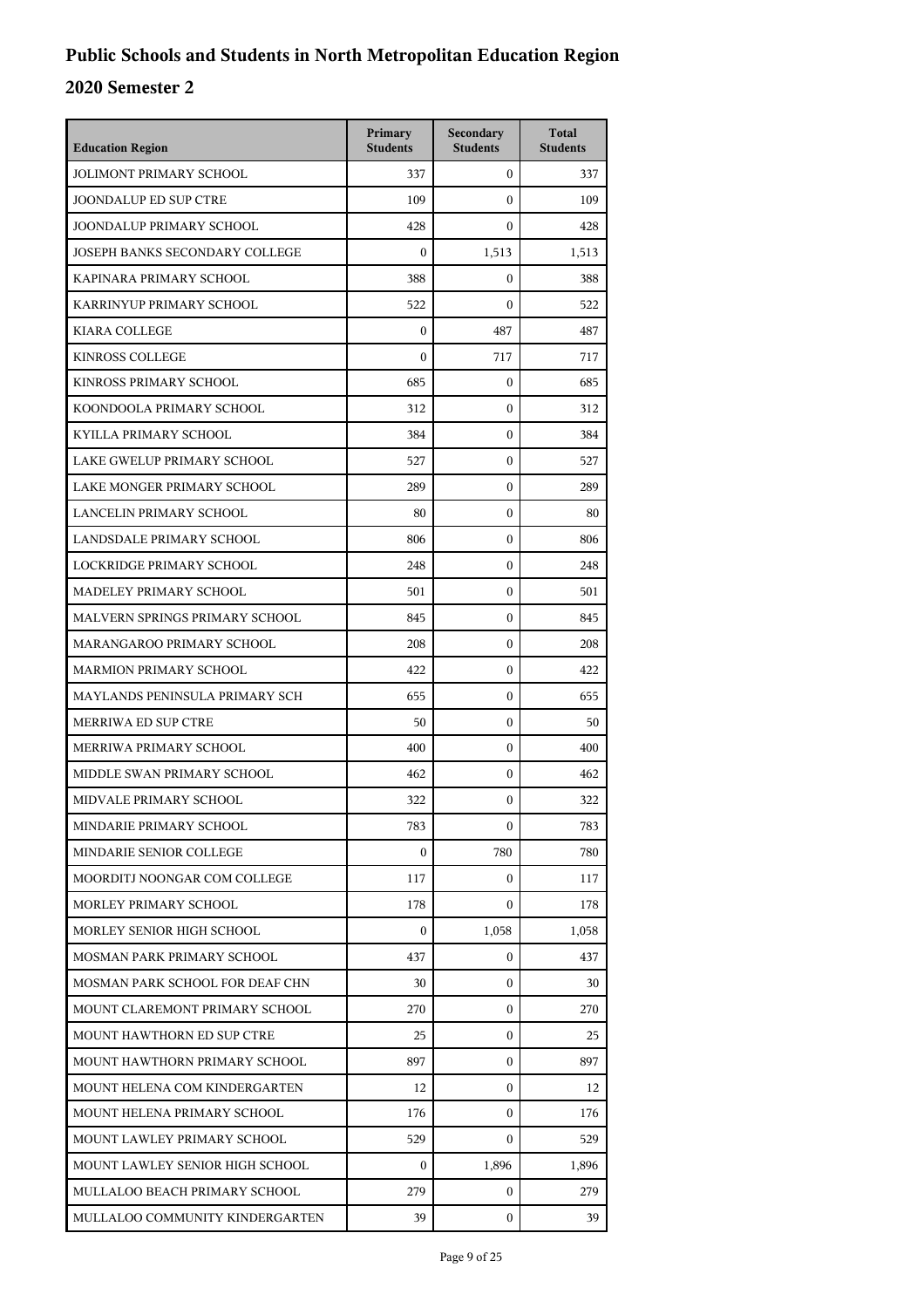# Public Schools and Students in North Metropolitan Education Region

## 2020 Semester 2

| Education Region | Primary Students | Secondary Students | Total Students |
|---|---|---|---|
| JOLIMONT PRIMARY SCHOOL | 337 | 0 | 337 |
| JOONDALUP ED SUP CTRE | 109 | 0 | 109 |
| JOONDALUP PRIMARY SCHOOL | 428 | 0 | 428 |
| JOSEPH BANKS SECONDARY COLLEGE | 0 | 1,513 | 1,513 |
| KAPINARA PRIMARY SCHOOL | 388 | 0 | 388 |
| KARRINYUP PRIMARY SCHOOL | 522 | 0 | 522 |
| KIARA COLLEGE | 0 | 487 | 487 |
| KINROSS COLLEGE | 0 | 717 | 717 |
| KINROSS PRIMARY SCHOOL | 685 | 0 | 685 |
| KOONDOOLA PRIMARY SCHOOL | 312 | 0 | 312 |
| KYILLA PRIMARY SCHOOL | 384 | 0 | 384 |
| LAKE GWELUP PRIMARY SCHOOL | 527 | 0 | 527 |
| LAKE MONGER PRIMARY SCHOOL | 289 | 0 | 289 |
| LANCELIN PRIMARY SCHOOL | 80 | 0 | 80 |
| LANDSDALE PRIMARY SCHOOL | 806 | 0 | 806 |
| LOCKRIDGE PRIMARY SCHOOL | 248 | 0 | 248 |
| MADELEY PRIMARY SCHOOL | 501 | 0 | 501 |
| MALVERN SPRINGS PRIMARY SCHOOL | 845 | 0 | 845 |
| MARANGAROO PRIMARY SCHOOL | 208 | 0 | 208 |
| MARMION PRIMARY SCHOOL | 422 | 0 | 422 |
| MAYLANDS PENINSULA PRIMARY SCH | 655 | 0 | 655 |
| MERRIWA ED SUP CTRE | 50 | 0 | 50 |
| MERRIWA PRIMARY SCHOOL | 400 | 0 | 400 |
| MIDDLE SWAN PRIMARY SCHOOL | 462 | 0 | 462 |
| MIDVALE PRIMARY SCHOOL | 322 | 0 | 322 |
| MINDARIE PRIMARY SCHOOL | 783 | 0 | 783 |
| MINDARIE SENIOR COLLEGE | 0 | 780 | 780 |
| MOORDITJ NOONGAR COM COLLEGE | 117 | 0 | 117 |
| MORLEY PRIMARY SCHOOL | 178 | 0 | 178 |
| MORLEY SENIOR HIGH SCHOOL | 0 | 1,058 | 1,058 |
| MOSMAN PARK PRIMARY SCHOOL | 437 | 0 | 437 |
| MOSMAN PARK SCHOOL FOR DEAF CHN | 30 | 0 | 30 |
| MOUNT CLAREMONT PRIMARY SCHOOL | 270 | 0 | 270 |
| MOUNT HAWTHORN ED SUP CTRE | 25 | 0 | 25 |
| MOUNT HAWTHORN PRIMARY SCHOOL | 897 | 0 | 897 |
| MOUNT HELENA COM KINDERGARTEN | 12 | 0 | 12 |
| MOUNT HELENA PRIMARY SCHOOL | 176 | 0 | 176 |
| MOUNT LAWLEY PRIMARY SCHOOL | 529 | 0 | 529 |
| MOUNT LAWLEY SENIOR HIGH SCHOOL | 0 | 1,896 | 1,896 |
| MULLALOO BEACH PRIMARY SCHOOL | 279 | 0 | 279 |
| MULLALOO COMMUNITY KINDERGARTEN | 39 | 0 | 39 |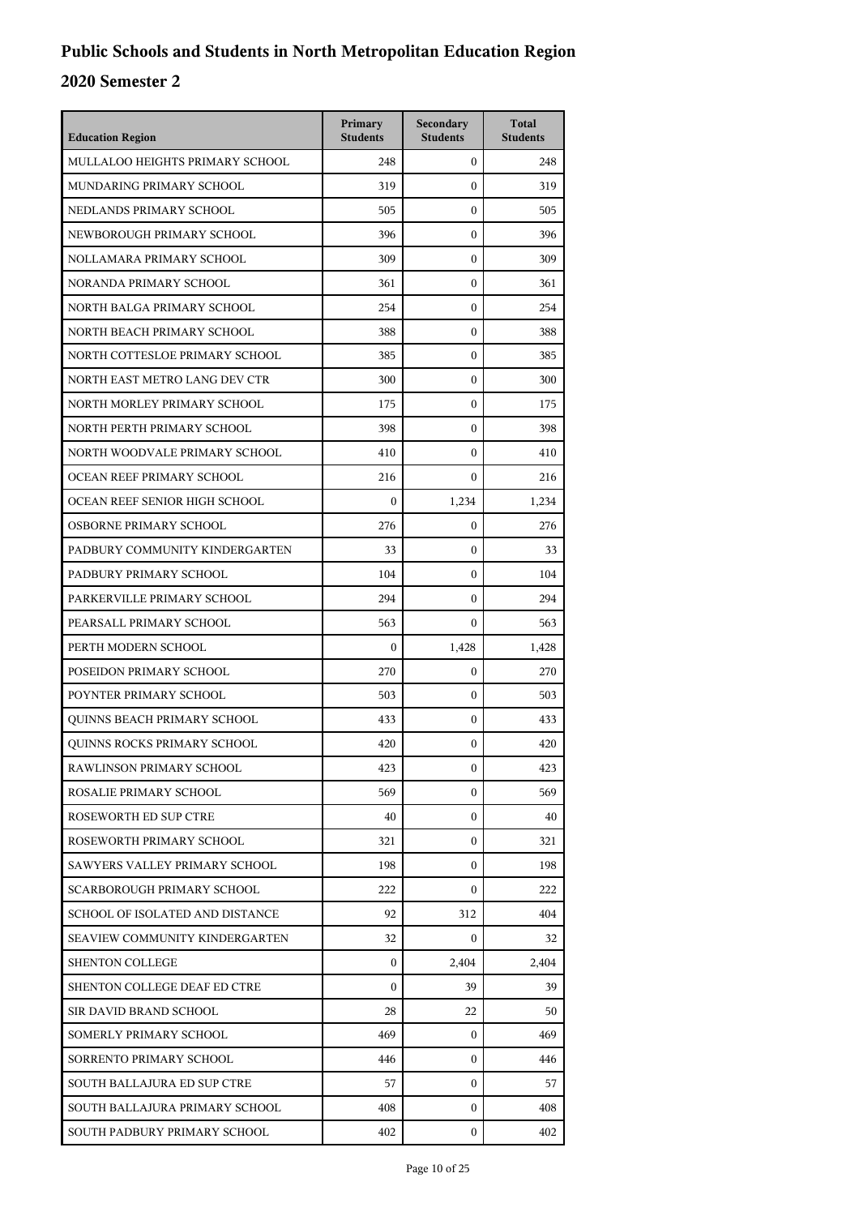# Public Schools and Students in North Metropolitan Education Region

## 2020 Semester 2

| Education Region | Primary Students | Secondary Students | Total Students |
|---|---|---|---|
| MULLALOO HEIGHTS PRIMARY SCHOOL | 248 | 0 | 248 |
| MUNDARING PRIMARY SCHOOL | 319 | 0 | 319 |
| NEDLANDS PRIMARY SCHOOL | 505 | 0 | 505 |
| NEWBOROUGH PRIMARY SCHOOL | 396 | 0 | 396 |
| NOLLAMARA PRIMARY SCHOOL | 309 | 0 | 309 |
| NORANDA PRIMARY SCHOOL | 361 | 0 | 361 |
| NORTH BALGA PRIMARY SCHOOL | 254 | 0 | 254 |
| NORTH BEACH PRIMARY SCHOOL | 388 | 0 | 388 |
| NORTH COTTESLOE PRIMARY SCHOOL | 385 | 0 | 385 |
| NORTH EAST METRO LANG DEV CTR | 300 | 0 | 300 |
| NORTH MORLEY PRIMARY SCHOOL | 175 | 0 | 175 |
| NORTH PERTH PRIMARY SCHOOL | 398 | 0 | 398 |
| NORTH WOODVALE PRIMARY SCHOOL | 410 | 0 | 410 |
| OCEAN REEF PRIMARY SCHOOL | 216 | 0 | 216 |
| OCEAN REEF SENIOR HIGH SCHOOL | 0 | 1,234 | 1,234 |
| OSBORNE PRIMARY SCHOOL | 276 | 0 | 276 |
| PADBURY COMMUNITY KINDERGARTEN | 33 | 0 | 33 |
| PADBURY PRIMARY SCHOOL | 104 | 0 | 104 |
| PARKERVILLE PRIMARY SCHOOL | 294 | 0 | 294 |
| PEARSALL PRIMARY SCHOOL | 563 | 0 | 563 |
| PERTH MODERN SCHOOL | 0 | 1,428 | 1,428 |
| POSEIDON PRIMARY SCHOOL | 270 | 0 | 270 |
| POYNTER PRIMARY SCHOOL | 503 | 0 | 503 |
| QUINNS BEACH PRIMARY SCHOOL | 433 | 0 | 433 |
| QUINNS ROCKS PRIMARY SCHOOL | 420 | 0 | 420 |
| RAWLINSON PRIMARY SCHOOL | 423 | 0 | 423 |
| ROSALIE PRIMARY SCHOOL | 569 | 0 | 569 |
| ROSEWORTH ED SUP CTRE | 40 | 0 | 40 |
| ROSEWORTH PRIMARY SCHOOL | 321 | 0 | 321 |
| SAWYERS VALLEY PRIMARY SCHOOL | 198 | 0 | 198 |
| SCARBOROUGH PRIMARY SCHOOL | 222 | 0 | 222 |
| SCHOOL OF ISOLATED AND DISTANCE | 92 | 312 | 404 |
| SEAVIEW COMMUNITY KINDERGARTEN | 32 | 0 | 32 |
| SHENTON COLLEGE | 0 | 2,404 | 2,404 |
| SHENTON COLLEGE DEAF ED CTRE | 0 | 39 | 39 |
| SIR DAVID BRAND SCHOOL | 28 | 22 | 50 |
| SOMERLY PRIMARY SCHOOL | 469 | 0 | 469 |
| SORRENTO PRIMARY SCHOOL | 446 | 0 | 446 |
| SOUTH BALLAJURA ED SUP CTRE | 57 | 0 | 57 |
| SOUTH BALLAJURA PRIMARY SCHOOL | 408 | 0 | 408 |
| SOUTH PADBURY PRIMARY SCHOOL | 402 | 0 | 402 |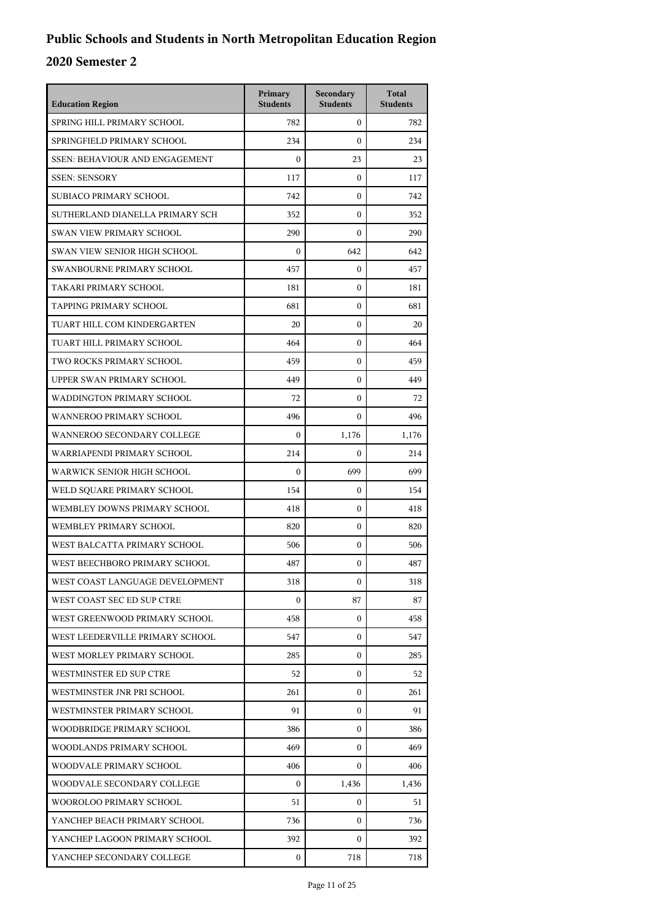# Public Schools and Students in North Metropolitan Education Region

## 2020 Semester 2

| Education Region | Primary Students | Secondary Students | Total Students |
|---|---|---|---|
| SPRING HILL PRIMARY SCHOOL | 782 | 0 | 782 |
| SPRINGFIELD PRIMARY SCHOOL | 234 | 0 | 234 |
| SSEN: BEHAVIOUR AND ENGAGEMENT | 0 | 23 | 23 |
| SSEN: SENSORY | 117 | 0 | 117 |
| SUBIACO PRIMARY SCHOOL | 742 | 0 | 742 |
| SUTHERLAND DIANELLA PRIMARY SCH | 352 | 0 | 352 |
| SWAN VIEW PRIMARY SCHOOL | 290 | 0 | 290 |
| SWAN VIEW SENIOR HIGH SCHOOL | 0 | 642 | 642 |
| SWANBOURNE PRIMARY SCHOOL | 457 | 0 | 457 |
| TAKARI PRIMARY SCHOOL | 181 | 0 | 181 |
| TAPPING PRIMARY SCHOOL | 681 | 0 | 681 |
| TUART HILL COM KINDERGARTEN | 20 | 0 | 20 |
| TUART HILL PRIMARY SCHOOL | 464 | 0 | 464 |
| TWO ROCKS PRIMARY SCHOOL | 459 | 0 | 459 |
| UPPER SWAN PRIMARY SCHOOL | 449 | 0 | 449 |
| WADDINGTON PRIMARY SCHOOL | 72 | 0 | 72 |
| WANNEROO PRIMARY SCHOOL | 496 | 0 | 496 |
| WANNEROO SECONDARY COLLEGE | 0 | 1,176 | 1,176 |
| WARRIAPENDI PRIMARY SCHOOL | 214 | 0 | 214 |
| WARWICK SENIOR HIGH SCHOOL | 0 | 699 | 699 |
| WELD SQUARE PRIMARY SCHOOL | 154 | 0 | 154 |
| WEMBLEY DOWNS PRIMARY SCHOOL | 418 | 0 | 418 |
| WEMBLEY PRIMARY SCHOOL | 820 | 0 | 820 |
| WEST BALCATTA PRIMARY SCHOOL | 506 | 0 | 506 |
| WEST BEECHBORO PRIMARY SCHOOL | 487 | 0 | 487 |
| WEST COAST LANGUAGE DEVELOPMENT | 318 | 0 | 318 |
| WEST COAST SEC ED SUP CTRE | 0 | 87 | 87 |
| WEST GREENWOOD PRIMARY SCHOOL | 458 | 0 | 458 |
| WEST LEEDERVILLE PRIMARY SCHOOL | 547 | 0 | 547 |
| WEST MORLEY PRIMARY SCHOOL | 285 | 0 | 285 |
| WESTMINSTER ED SUP CTRE | 52 | 0 | 52 |
| WESTMINSTER JNR PRI SCHOOL | 261 | 0 | 261 |
| WESTMINSTER PRIMARY SCHOOL | 91 | 0 | 91 |
| WOODBRIDGE PRIMARY SCHOOL | 386 | 0 | 386 |
| WOODLANDS PRIMARY SCHOOL | 469 | 0 | 469 |
| WOODVALE PRIMARY SCHOOL | 406 | 0 | 406 |
| WOODVALE SECONDARY COLLEGE | 0 | 1,436 | 1,436 |
| WOOROLOO PRIMARY SCHOOL | 51 | 0 | 51 |
| YANCHEP BEACH PRIMARY SCHOOL | 736 | 0 | 736 |
| YANCHEP LAGOON PRIMARY SCHOOL | 392 | 0 | 392 |
| YANCHEP SECONDARY COLLEGE | 0 | 718 | 718 |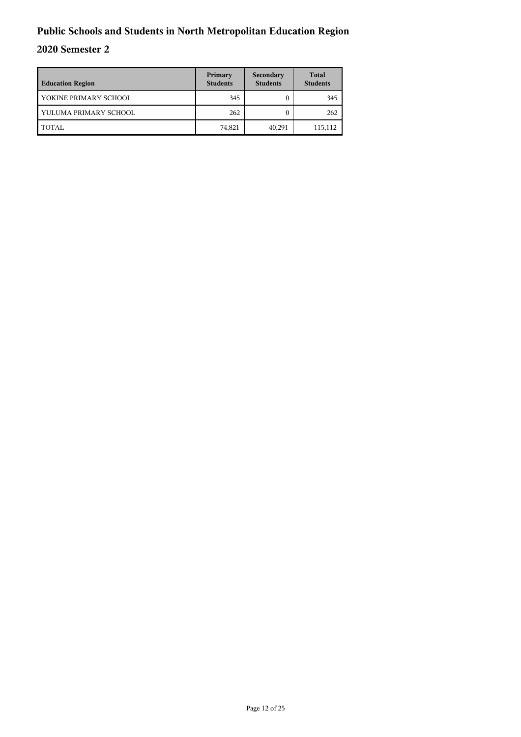# Public Schools and Students in North Metropolitan Education Region

## 2020 Semester 2

| Education Region | Primary Students | Secondary Students | Total Students |
|---|---|---|---|
| YOKINE PRIMARY SCHOOL | 345 | 0 | 345 |
| YULUMA PRIMARY SCHOOL | 262 | 0 | 262 |
| TOTAL | 74,821 | 40,291 | 115,112 |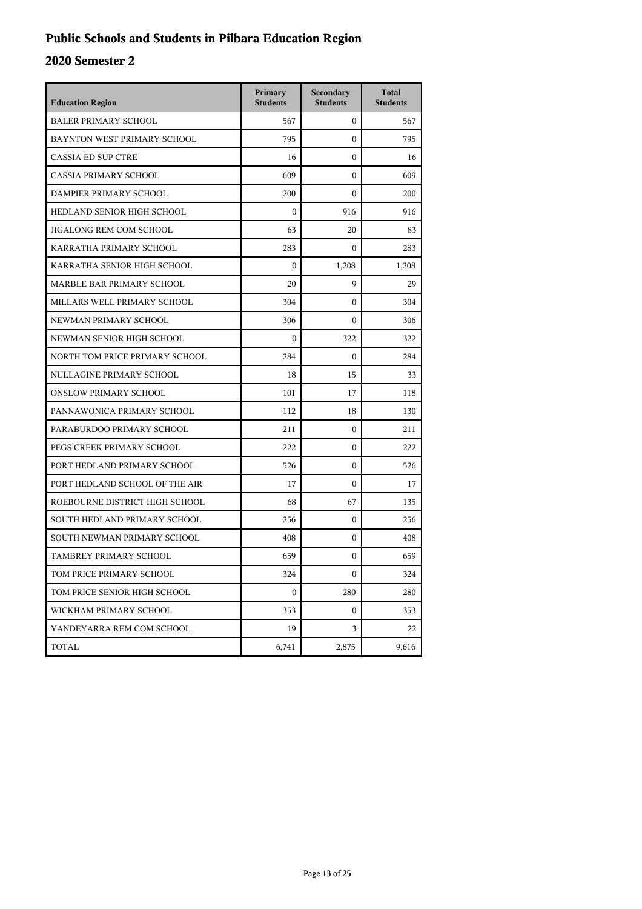# Public Schools and Students in Pilbara Education Region

## 2020 Semester 2

| Education Region | Primary Students | Secondary Students | Total Students |
|---|---|---|---|
| BALER PRIMARY SCHOOL | 567 | 0 | 567 |
| BAYNTON WEST PRIMARY SCHOOL | 795 | 0 | 795 |
| CASSIA ED SUP CTRE | 16 | 0 | 16 |
| CASSIA PRIMARY SCHOOL | 609 | 0 | 609 |
| DAMPIER PRIMARY SCHOOL | 200 | 0 | 200 |
| HEDLAND SENIOR HIGH SCHOOL | 0 | 916 | 916 |
| JIGALONG REM COM SCHOOL | 63 | 20 | 83 |
| KARRATHA PRIMARY SCHOOL | 283 | 0 | 283 |
| KARRATHA SENIOR HIGH SCHOOL | 0 | 1,208 | 1,208 |
| MARBLE BAR PRIMARY SCHOOL | 20 | 9 | 29 |
| MILLARS WELL PRIMARY SCHOOL | 304 | 0 | 304 |
| NEWMAN PRIMARY SCHOOL | 306 | 0 | 306 |
| NEWMAN SENIOR HIGH SCHOOL | 0 | 322 | 322 |
| NORTH TOM PRICE PRIMARY SCHOOL | 284 | 0 | 284 |
| NULLAGINE PRIMARY SCHOOL | 18 | 15 | 33 |
| ONSLOW PRIMARY SCHOOL | 101 | 17 | 118 |
| PANNAWONICA PRIMARY SCHOOL | 112 | 18 | 130 |
| PARABURDOO PRIMARY SCHOOL | 211 | 0 | 211 |
| PEGS CREEK PRIMARY SCHOOL | 222 | 0 | 222 |
| PORT HEDLAND PRIMARY SCHOOL | 526 | 0 | 526 |
| PORT HEDLAND SCHOOL OF THE AIR | 17 | 0 | 17 |
| ROEBOURNE DISTRICT HIGH SCHOOL | 68 | 67 | 135 |
| SOUTH HEDLAND PRIMARY SCHOOL | 256 | 0 | 256 |
| SOUTH NEWMAN PRIMARY SCHOOL | 408 | 0 | 408 |
| TAMBREY PRIMARY SCHOOL | 659 | 0 | 659 |
| TOM PRICE PRIMARY SCHOOL | 324 | 0 | 324 |
| TOM PRICE SENIOR HIGH SCHOOL | 0 | 280 | 280 |
| WICKHAM PRIMARY SCHOOL | 353 | 0 | 353 |
| YANDEYARRA REM COM SCHOOL | 19 | 3 | 22 |
| TOTAL | 6,741 | 2,875 | 9,616 |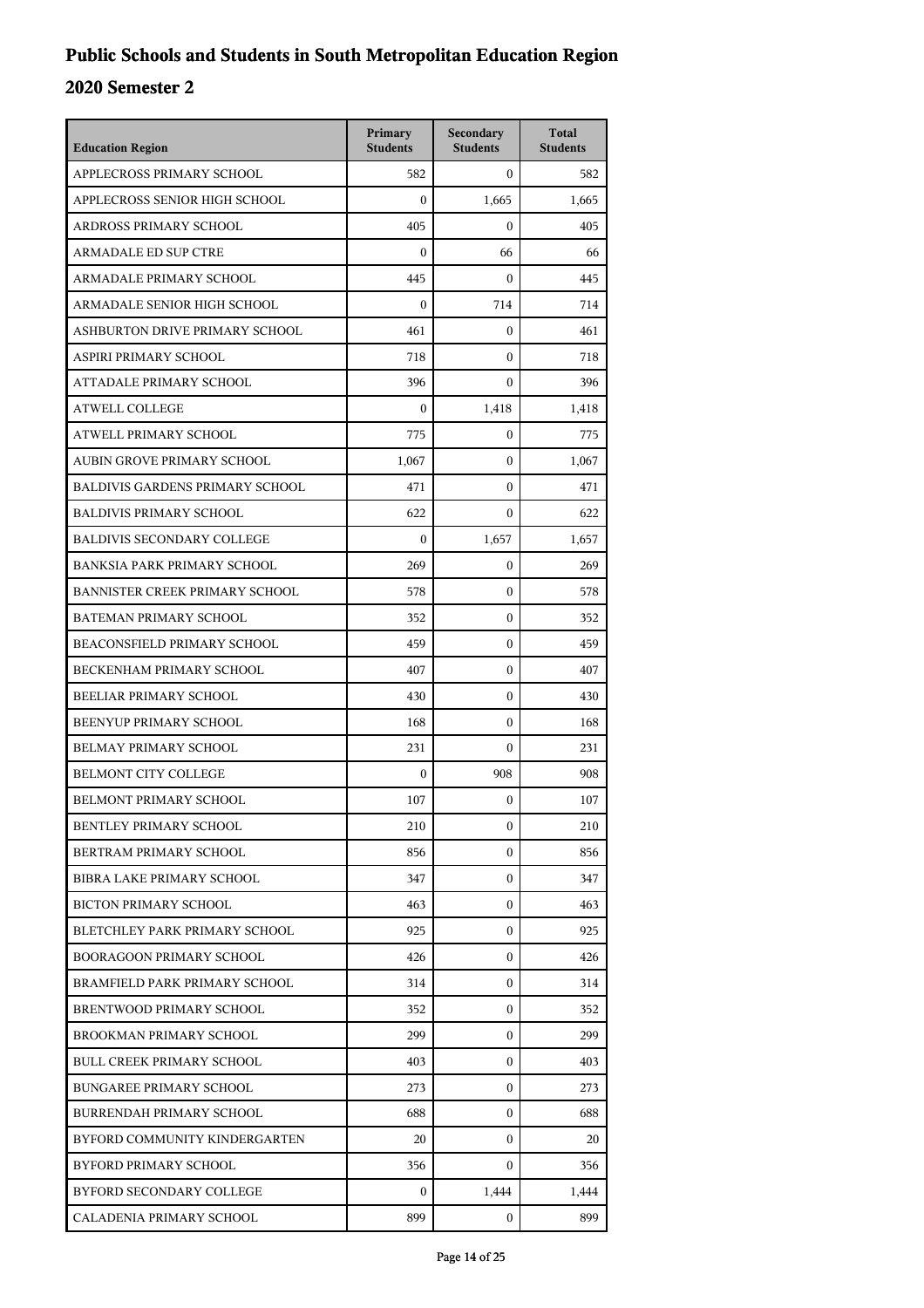# Public Schools and Students in South Metropolitan Education Region

## 2020 Semester 2

| Education Region | Primary Students | Secondary Students | Total Students |
|---|---|---|---|
| APPLECROSS PRIMARY SCHOOL | 582 | 0 | 582 |
| APPLECROSS SENIOR HIGH SCHOOL | 0 | 1,665 | 1,665 |
| ARDROSS PRIMARY SCHOOL | 405 | 0 | 405 |
| ARMADALE ED SUP CTRE | 0 | 66 | 66 |
| ARMADALE PRIMARY SCHOOL | 445 | 0 | 445 |
| ARMADALE SENIOR HIGH SCHOOL | 0 | 714 | 714 |
| ASHBURTON DRIVE PRIMARY SCHOOL | 461 | 0 | 461 |
| ASPIRI PRIMARY SCHOOL | 718 | 0 | 718 |
| ATTADALE PRIMARY SCHOOL | 396 | 0 | 396 |
| ATWELL COLLEGE | 0 | 1,418 | 1,418 |
| ATWELL PRIMARY SCHOOL | 775 | 0 | 775 |
| AUBIN GROVE PRIMARY SCHOOL | 1,067 | 0 | 1,067 |
| BALDIVIS GARDENS PRIMARY SCHOOL | 471 | 0 | 471 |
| BALDIVIS PRIMARY SCHOOL | 622 | 0 | 622 |
| BALDIVIS SECONDARY COLLEGE | 0 | 1,657 | 1,657 |
| BANKSIA PARK PRIMARY SCHOOL | 269 | 0 | 269 |
| BANNISTER CREEK PRIMARY SCHOOL | 578 | 0 | 578 |
| BATEMAN PRIMARY SCHOOL | 352 | 0 | 352 |
| BEACONSFIELD PRIMARY SCHOOL | 459 | 0 | 459 |
| BECKENHAM PRIMARY SCHOOL | 407 | 0 | 407 |
| BEELIAR PRIMARY SCHOOL | 430 | 0 | 430 |
| BEENYUP PRIMARY SCHOOL | 168 | 0 | 168 |
| BELMAY PRIMARY SCHOOL | 231 | 0 | 231 |
| BELMONT CITY COLLEGE | 0 | 908 | 908 |
| BELMONT PRIMARY SCHOOL | 107 | 0 | 107 |
| BENTLEY PRIMARY SCHOOL | 210 | 0 | 210 |
| BERTRAM PRIMARY SCHOOL | 856 | 0 | 856 |
| BIBRA LAKE PRIMARY SCHOOL | 347 | 0 | 347 |
| BICTON PRIMARY SCHOOL | 463 | 0 | 463 |
| BLETCHLEY PARK PRIMARY SCHOOL | 925 | 0 | 925 |
| BOORAGOON PRIMARY SCHOOL | 426 | 0 | 426 |
| BRAMFIELD PARK PRIMARY SCHOOL | 314 | 0 | 314 |
| BRENTWOOD PRIMARY SCHOOL | 352 | 0 | 352 |
| BROOKMAN PRIMARY SCHOOL | 299 | 0 | 299 |
| BULL CREEK PRIMARY SCHOOL | 403 | 0 | 403 |
| BUNGAREE PRIMARY SCHOOL | 273 | 0 | 273 |
| BURRENDAH PRIMARY SCHOOL | 688 | 0 | 688 |
| BYFORD COMMUNITY KINDERGARTEN | 20 | 0 | 20 |
| BYFORD PRIMARY SCHOOL | 356 | 0 | 356 |
| BYFORD SECONDARY COLLEGE | 0 | 1,444 | 1,444 |
| CALADENIA PRIMARY SCHOOL | 899 | 0 | 899 |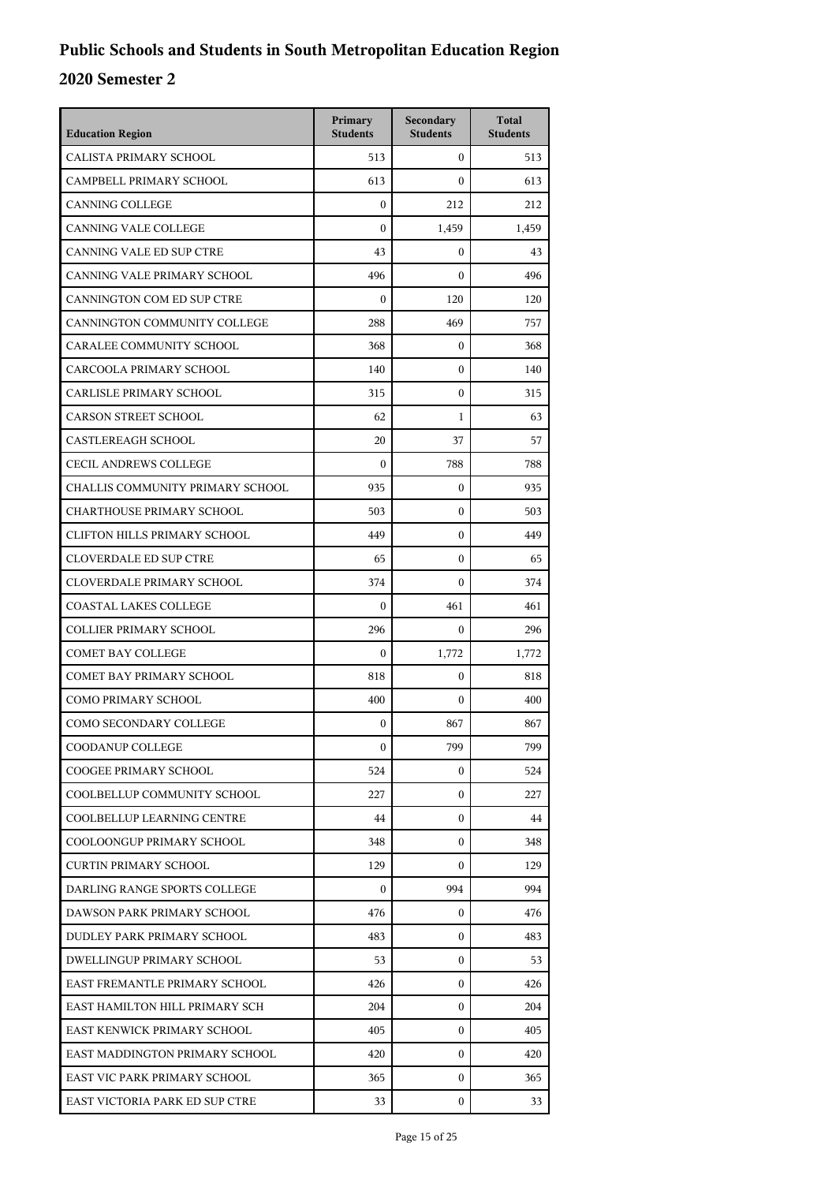# Public Schools and Students in South Metropolitan Education Region

## 2020 Semester 2

| Education Region | Primary Students | Secondary Students | Total Students |
|---|---|---|---|
| CALISTA PRIMARY SCHOOL | 513 | 0 | 513 |
| CAMPBELL PRIMARY SCHOOL | 613 | 0 | 613 |
| CANNING COLLEGE | 0 | 212 | 212 |
| CANNING VALE COLLEGE | 0 | 1,459 | 1,459 |
| CANNING VALE ED SUP CTRE | 43 | 0 | 43 |
| CANNING VALE PRIMARY SCHOOL | 496 | 0 | 496 |
| CANNINGTON COM ED SUP CTRE | 0 | 120 | 120 |
| CANNINGTON COMMUNITY COLLEGE | 288 | 469 | 757 |
| CARALEE COMMUNITY SCHOOL | 368 | 0 | 368 |
| CARCOOLA PRIMARY SCHOOL | 140 | 0 | 140 |
| CARLISLE PRIMARY SCHOOL | 315 | 0 | 315 |
| CARSON STREET SCHOOL | 62 | 1 | 63 |
| CASTLEREAGH SCHOOL | 20 | 37 | 57 |
| CECIL ANDREWS COLLEGE | 0 | 788 | 788 |
| CHALLIS COMMUNITY PRIMARY SCHOOL | 935 | 0 | 935 |
| CHARTHOUSE PRIMARY SCHOOL | 503 | 0 | 503 |
| CLIFTON HILLS PRIMARY SCHOOL | 449 | 0 | 449 |
| CLOVERDALE ED SUP CTRE | 65 | 0 | 65 |
| CLOVERDALE PRIMARY SCHOOL | 374 | 0 | 374 |
| COASTAL LAKES COLLEGE | 0 | 461 | 461 |
| COLLIER PRIMARY SCHOOL | 296 | 0 | 296 |
| COMET BAY COLLEGE | 0 | 1,772 | 1,772 |
| COMET BAY PRIMARY SCHOOL | 818 | 0 | 818 |
| COMO PRIMARY SCHOOL | 400 | 0 | 400 |
| COMO SECONDARY COLLEGE | 0 | 867 | 867 |
| COODANUP COLLEGE | 0 | 799 | 799 |
| COOGEE PRIMARY SCHOOL | 524 | 0 | 524 |
| COOLBELLUP COMMUNITY SCHOOL | 227 | 0 | 227 |
| COOLBELLUP LEARNING CENTRE | 44 | 0 | 44 |
| COOLOONGUP PRIMARY SCHOOL | 348 | 0 | 348 |
| CURTIN PRIMARY SCHOOL | 129 | 0 | 129 |
| DARLING RANGE SPORTS COLLEGE | 0 | 994 | 994 |
| DAWSON PARK PRIMARY SCHOOL | 476 | 0 | 476 |
| DUDLEY PARK PRIMARY SCHOOL | 483 | 0 | 483 |
| DWELLINGUP PRIMARY SCHOOL | 53 | 0 | 53 |
| EAST FREMANTLE PRIMARY SCHOOL | 426 | 0 | 426 |
| EAST HAMILTON HILL PRIMARY SCH | 204 | 0 | 204 |
| EAST KENWICK PRIMARY SCHOOL | 405 | 0 | 405 |
| EAST MADDINGTON PRIMARY SCHOOL | 420 | 0 | 420 |
| EAST VIC PARK PRIMARY SCHOOL | 365 | 0 | 365 |
| EAST VICTORIA PARK ED SUP CTRE | 33 | 0 | 33 |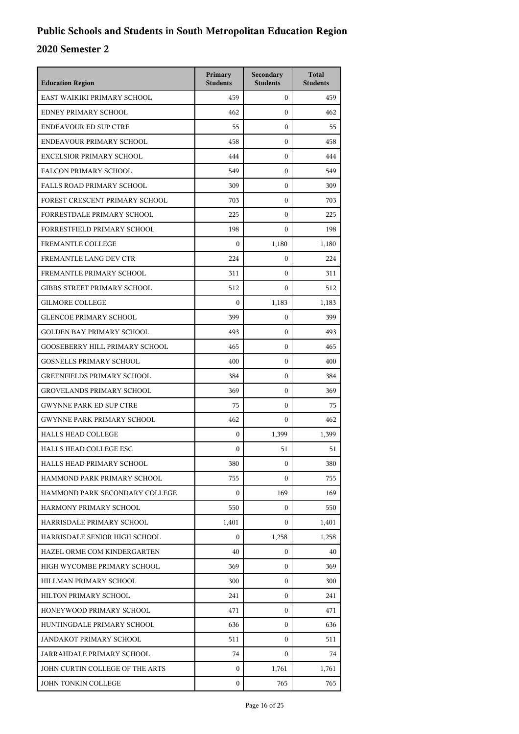# Public Schools and Students in South Metropolitan Education Region

## 2020 Semester 2

| Education Region | Primary Students | Secondary Students | Total Students |
|---|---|---|---|
| EAST WAIKIKI PRIMARY SCHOOL | 459 | 0 | 459 |
| EDNEY PRIMARY SCHOOL | 462 | 0 | 462 |
| ENDEAVOUR ED SUP CTRE | 55 | 0 | 55 |
| ENDEAVOUR PRIMARY SCHOOL | 458 | 0 | 458 |
| EXCELSIOR PRIMARY SCHOOL | 444 | 0 | 444 |
| FALCON PRIMARY SCHOOL | 549 | 0 | 549 |
| FALLS ROAD PRIMARY SCHOOL | 309 | 0 | 309 |
| FOREST CRESCENT PRIMARY SCHOOL | 703 | 0 | 703 |
| FORRESTDALE PRIMARY SCHOOL | 225 | 0 | 225 |
| FORRESTFIELD PRIMARY SCHOOL | 198 | 0 | 198 |
| FREMANTLE COLLEGE | 0 | 1,180 | 1,180 |
| FREMANTLE LANG DEV CTR | 224 | 0 | 224 |
| FREMANTLE PRIMARY SCHOOL | 311 | 0 | 311 |
| GIBBS STREET PRIMARY SCHOOL | 512 | 0 | 512 |
| GILMORE COLLEGE | 0 | 1,183 | 1,183 |
| GLENCOE PRIMARY SCHOOL | 399 | 0 | 399 |
| GOLDEN BAY PRIMARY SCHOOL | 493 | 0 | 493 |
| GOOSEBERRY HILL PRIMARY SCHOOL | 465 | 0 | 465 |
| GOSNELLS PRIMARY SCHOOL | 400 | 0 | 400 |
| GREENFIELDS PRIMARY SCHOOL | 384 | 0 | 384 |
| GROVELANDS PRIMARY SCHOOL | 369 | 0 | 369 |
| GWYNNE PARK ED SUP CTRE | 75 | 0 | 75 |
| GWYNNE PARK PRIMARY SCHOOL | 462 | 0 | 462 |
| HALLS HEAD COLLEGE | 0 | 1,399 | 1,399 |
| HALLS HEAD COLLEGE ESC | 0 | 51 | 51 |
| HALLS HEAD PRIMARY SCHOOL | 380 | 0 | 380 |
| HAMMOND PARK PRIMARY SCHOOL | 755 | 0 | 755 |
| HAMMOND PARK SECONDARY COLLEGE | 0 | 169 | 169 |
| HARMONY PRIMARY SCHOOL | 550 | 0 | 550 |
| HARRISDALE PRIMARY SCHOOL | 1,401 | 0 | 1,401 |
| HARRISDALE SENIOR HIGH SCHOOL | 0 | 1,258 | 1,258 |
| HAZEL ORME COM KINDERGARTEN | 40 | 0 | 40 |
| HIGH WYCOMBE PRIMARY SCHOOL | 369 | 0 | 369 |
| HILLMAN PRIMARY SCHOOL | 300 | 0 | 300 |
| HILTON PRIMARY SCHOOL | 241 | 0 | 241 |
| HONEYWOOD PRIMARY SCHOOL | 471 | 0 | 471 |
| HUNTINGDALE PRIMARY SCHOOL | 636 | 0 | 636 |
| JANDAKOT PRIMARY SCHOOL | 511 | 0 | 511 |
| JARRAHDALE PRIMARY SCHOOL | 74 | 0 | 74 |
| JOHN CURTIN COLLEGE OF THE ARTS | 0 | 1,761 | 1,761 |
| JOHN TONKIN COLLEGE | 0 | 765 | 765 |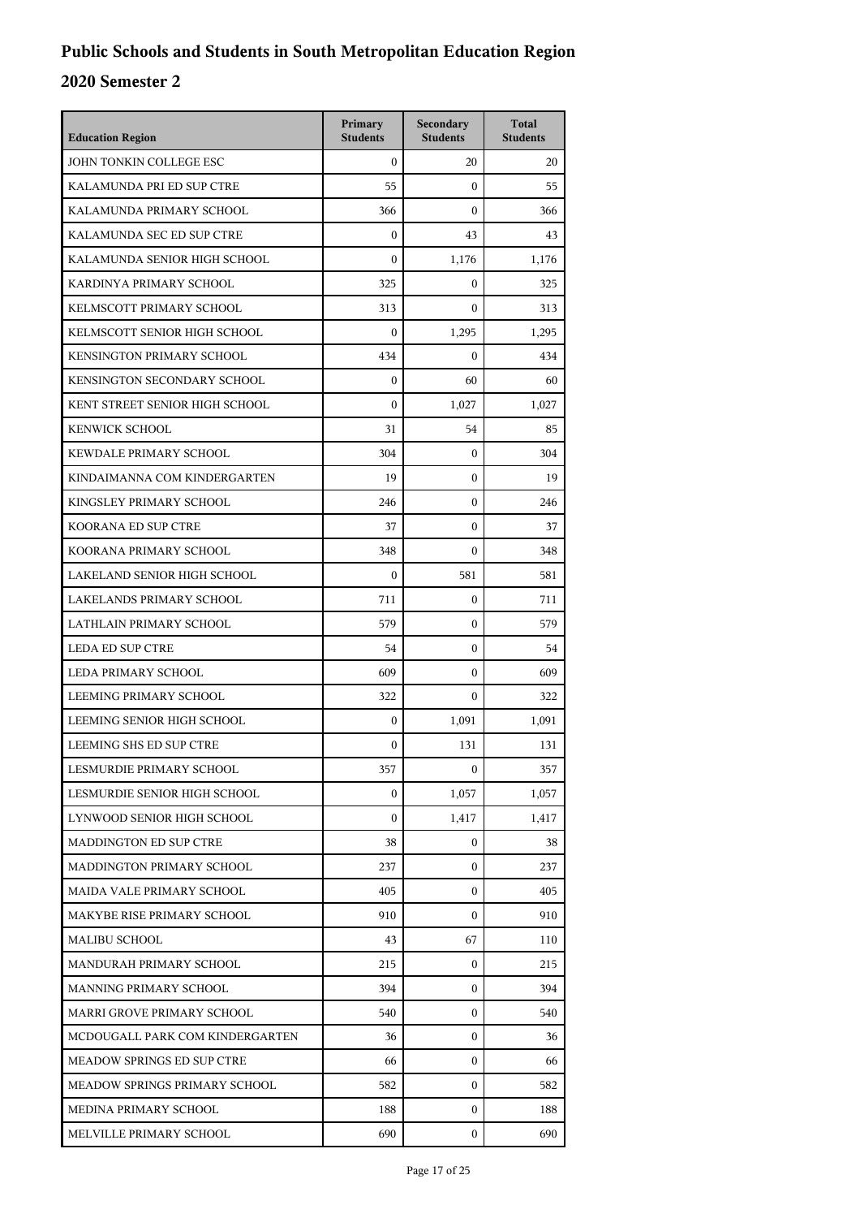# Public Schools and Students in South Metropolitan Education Region

## 2020 Semester 2

| Education Region | Primary Students | Secondary Students | Total Students |
|---|---|---|---|
| JOHN TONKIN COLLEGE ESC | 0 | 20 | 20 |
| KALAMUNDA PRI ED SUP CTRE | 55 | 0 | 55 |
| KALAMUNDA PRIMARY SCHOOL | 366 | 0 | 366 |
| KALAMUNDA SEC ED SUP CTRE | 0 | 43 | 43 |
| KALAMUNDA SENIOR HIGH SCHOOL | 0 | 1,176 | 1,176 |
| KARDINYA PRIMARY SCHOOL | 325 | 0 | 325 |
| KELMSCOTT PRIMARY SCHOOL | 313 | 0 | 313 |
| KELMSCOTT SENIOR HIGH SCHOOL | 0 | 1,295 | 1,295 |
| KENSINGTON PRIMARY SCHOOL | 434 | 0 | 434 |
| KENSINGTON SECONDARY SCHOOL | 0 | 60 | 60 |
| KENT STREET SENIOR HIGH SCHOOL | 0 | 1,027 | 1,027 |
| KENWICK SCHOOL | 31 | 54 | 85 |
| KEWDALE PRIMARY SCHOOL | 304 | 0 | 304 |
| KINDAIMANNA COM KINDERGARTEN | 19 | 0 | 19 |
| KINGSLEY PRIMARY SCHOOL | 246 | 0 | 246 |
| KOORANA ED SUP CTRE | 37 | 0 | 37 |
| KOORANA PRIMARY SCHOOL | 348 | 0 | 348 |
| LAKELAND SENIOR HIGH SCHOOL | 0 | 581 | 581 |
| LAKELANDS PRIMARY SCHOOL | 711 | 0 | 711 |
| LATHLAIN PRIMARY SCHOOL | 579 | 0 | 579 |
| LEDA ED SUP CTRE | 54 | 0 | 54 |
| LEDA PRIMARY SCHOOL | 609 | 0 | 609 |
| LEEMING PRIMARY SCHOOL | 322 | 0 | 322 |
| LEEMING SENIOR HIGH SCHOOL | 0 | 1,091 | 1,091 |
| LEEMING SHS ED SUP CTRE | 0 | 131 | 131 |
| LESMURDIE PRIMARY SCHOOL | 357 | 0 | 357 |
| LESMURDIE SENIOR HIGH SCHOOL | 0 | 1,057 | 1,057 |
| LYNWOOD SENIOR HIGH SCHOOL | 0 | 1,417 | 1,417 |
| MADDINGTON ED SUP CTRE | 38 | 0 | 38 |
| MADDINGTON PRIMARY SCHOOL | 237 | 0 | 237 |
| MAIDA VALE PRIMARY SCHOOL | 405 | 0 | 405 |
| MAKYBE RISE PRIMARY SCHOOL | 910 | 0 | 910 |
| MALIBU SCHOOL | 43 | 67 | 110 |
| MANDURAH PRIMARY SCHOOL | 215 | 0 | 215 |
| MANNING PRIMARY SCHOOL | 394 | 0 | 394 |
| MARRI GROVE PRIMARY SCHOOL | 540 | 0 | 540 |
| MCDOUGALL PARK COM KINDERGARTEN | 36 | 0 | 36 |
| MEADOW SPRINGS ED SUP CTRE | 66 | 0 | 66 |
| MEADOW SPRINGS PRIMARY SCHOOL | 582 | 0 | 582 |
| MEDINA PRIMARY SCHOOL | 188 | 0 | 188 |
| MELVILLE PRIMARY SCHOOL | 690 | 0 | 690 |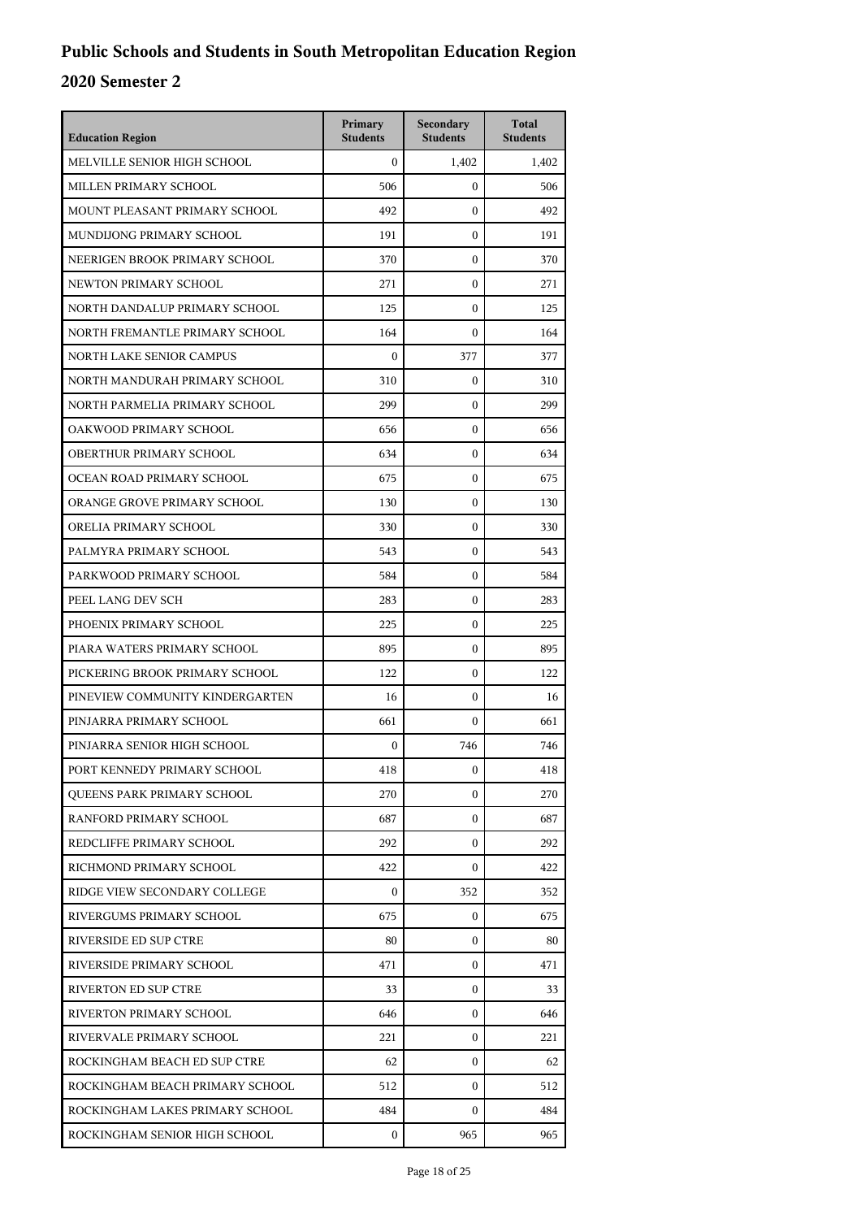# Public Schools and Students in South Metropolitan Education Region

## 2020 Semester 2

| Education Region | Primary Students | Secondary Students | Total Students |
|---|---|---|---|
| MELVILLE SENIOR HIGH SCHOOL | 0 | 1,402 | 1,402 |
| MILLEN PRIMARY SCHOOL | 506 | 0 | 506 |
| MOUNT PLEASANT PRIMARY SCHOOL | 492 | 0 | 492 |
| MUNDIJONG PRIMARY SCHOOL | 191 | 0 | 191 |
| NEERIGEN BROOK PRIMARY SCHOOL | 370 | 0 | 370 |
| NEWTON PRIMARY SCHOOL | 271 | 0 | 271 |
| NORTH DANDALUP PRIMARY SCHOOL | 125 | 0 | 125 |
| NORTH FREMANTLE PRIMARY SCHOOL | 164 | 0 | 164 |
| NORTH LAKE SENIOR CAMPUS | 0 | 377 | 377 |
| NORTH MANDURAH PRIMARY SCHOOL | 310 | 0 | 310 |
| NORTH PARMELIA PRIMARY SCHOOL | 299 | 0 | 299 |
| OAKWOOD PRIMARY SCHOOL | 656 | 0 | 656 |
| OBERTHUR PRIMARY SCHOOL | 634 | 0 | 634 |
| OCEAN ROAD PRIMARY SCHOOL | 675 | 0 | 675 |
| ORANGE GROVE PRIMARY SCHOOL | 130 | 0 | 130 |
| ORELIA PRIMARY SCHOOL | 330 | 0 | 330 |
| PALMYRA PRIMARY SCHOOL | 543 | 0 | 543 |
| PARKWOOD PRIMARY SCHOOL | 584 | 0 | 584 |
| PEEL LANG DEV SCH | 283 | 0 | 283 |
| PHOENIX PRIMARY SCHOOL | 225 | 0 | 225 |
| PIARA WATERS PRIMARY SCHOOL | 895 | 0 | 895 |
| PICKERING BROOK PRIMARY SCHOOL | 122 | 0 | 122 |
| PINEVIEW COMMUNITY KINDERGARTEN | 16 | 0 | 16 |
| PINJARRA PRIMARY SCHOOL | 661 | 0 | 661 |
| PINJARRA SENIOR HIGH SCHOOL | 0 | 746 | 746 |
| PORT KENNEDY PRIMARY SCHOOL | 418 | 0 | 418 |
| QUEENS PARK PRIMARY SCHOOL | 270 | 0 | 270 |
| RANFORD PRIMARY SCHOOL | 687 | 0 | 687 |
| REDCLIFFE PRIMARY SCHOOL | 292 | 0 | 292 |
| RICHMOND PRIMARY SCHOOL | 422 | 0 | 422 |
| RIDGE VIEW SECONDARY COLLEGE | 0 | 352 | 352 |
| RIVERGUMS PRIMARY SCHOOL | 675 | 0 | 675 |
| RIVERSIDE ED SUP CTRE | 80 | 0 | 80 |
| RIVERSIDE PRIMARY SCHOOL | 471 | 0 | 471 |
| RIVERTON ED SUP CTRE | 33 | 0 | 33 |
| RIVERTON PRIMARY SCHOOL | 646 | 0 | 646 |
| RIVERVALE PRIMARY SCHOOL | 221 | 0 | 221 |
| ROCKINGHAM BEACH ED SUP CTRE | 62 | 0 | 62 |
| ROCKINGHAM BEACH PRIMARY SCHOOL | 512 | 0 | 512 |
| ROCKINGHAM LAKES PRIMARY SCHOOL | 484 | 0 | 484 |
| ROCKINGHAM SENIOR HIGH SCHOOL | 0 | 965 | 965 |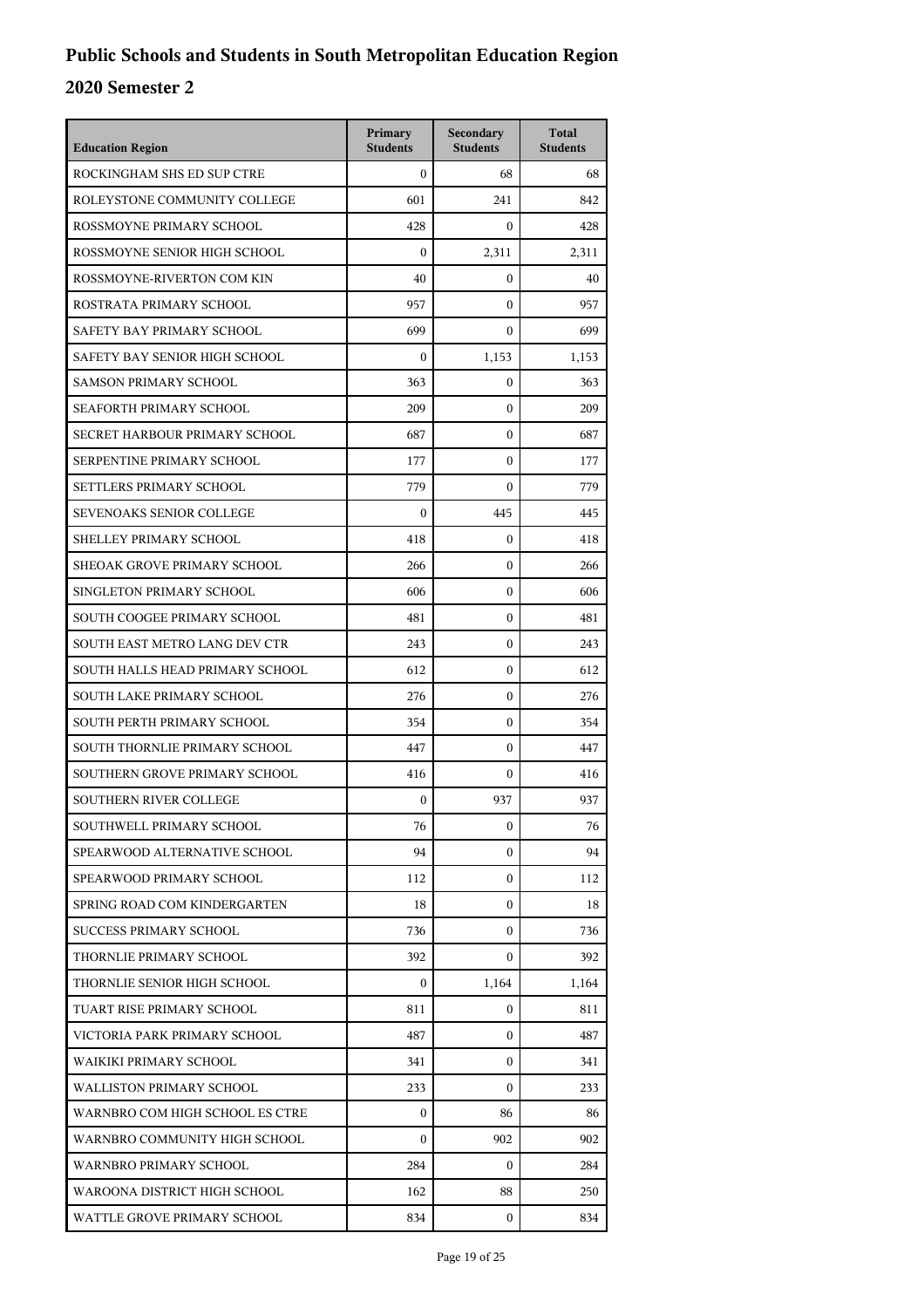# Public Schools and Students in South Metropolitan Education Region

## 2020 Semester 2

| Education Region | Primary Students | Secondary Students | Total Students |
|---|---|---|---|
| ROCKINGHAM SHS ED SUP CTRE | 0 | 68 | 68 |
| ROLEYSTONE COMMUNITY COLLEGE | 601 | 241 | 842 |
| ROSSMOYNE PRIMARY SCHOOL | 428 | 0 | 428 |
| ROSSMOYNE SENIOR HIGH SCHOOL | 0 | 2,311 | 2,311 |
| ROSSMOYNE-RIVERTON COM KIN | 40 | 0 | 40 |
| ROSTRATA PRIMARY SCHOOL | 957 | 0 | 957 |
| SAFETY BAY PRIMARY SCHOOL | 699 | 0 | 699 |
| SAFETY BAY SENIOR HIGH SCHOOL | 0 | 1,153 | 1,153 |
| SAMSON PRIMARY SCHOOL | 363 | 0 | 363 |
| SEAFORTH PRIMARY SCHOOL | 209 | 0 | 209 |
| SECRET HARBOUR PRIMARY SCHOOL | 687 | 0 | 687 |
| SERPENTINE PRIMARY SCHOOL | 177 | 0 | 177 |
| SETTLERS PRIMARY SCHOOL | 779 | 0 | 779 |
| SEVENOAKS SENIOR COLLEGE | 0 | 445 | 445 |
| SHELLEY PRIMARY SCHOOL | 418 | 0 | 418 |
| SHEOAK GROVE PRIMARY SCHOOL | 266 | 0 | 266 |
| SINGLETON PRIMARY SCHOOL | 606 | 0 | 606 |
| SOUTH COOGEE PRIMARY SCHOOL | 481 | 0 | 481 |
| SOUTH EAST METRO LANG DEV CTR | 243 | 0 | 243 |
| SOUTH HALLS HEAD PRIMARY SCHOOL | 612 | 0 | 612 |
| SOUTH LAKE PRIMARY SCHOOL | 276 | 0 | 276 |
| SOUTH PERTH PRIMARY SCHOOL | 354 | 0 | 354 |
| SOUTH THORNLIE PRIMARY SCHOOL | 447 | 0 | 447 |
| SOUTHERN GROVE PRIMARY SCHOOL | 416 | 0 | 416 |
| SOUTHERN RIVER COLLEGE | 0 | 937 | 937 |
| SOUTHWELL PRIMARY SCHOOL | 76 | 0 | 76 |
| SPEARWOOD ALTERNATIVE SCHOOL | 94 | 0 | 94 |
| SPEARWOOD PRIMARY SCHOOL | 112 | 0 | 112 |
| SPRING ROAD COM KINDERGARTEN | 18 | 0 | 18 |
| SUCCESS PRIMARY SCHOOL | 736 | 0 | 736 |
| THORNLIE PRIMARY SCHOOL | 392 | 0 | 392 |
| THORNLIE SENIOR HIGH SCHOOL | 0 | 1,164 | 1,164 |
| TUART RISE PRIMARY SCHOOL | 811 | 0 | 811 |
| VICTORIA PARK PRIMARY SCHOOL | 487 | 0 | 487 |
| WAIKIKI PRIMARY SCHOOL | 341 | 0 | 341 |
| WALLISTON PRIMARY SCHOOL | 233 | 0 | 233 |
| WARNBRO COM HIGH SCHOOL ES CTRE | 0 | 86 | 86 |
| WARNBRO COMMUNITY HIGH SCHOOL | 0 | 902 | 902 |
| WARNBRO PRIMARY SCHOOL | 284 | 0 | 284 |
| WAROONA DISTRICT HIGH SCHOOL | 162 | 88 | 250 |
| WATTLE GROVE PRIMARY SCHOOL | 834 | 0 | 834 |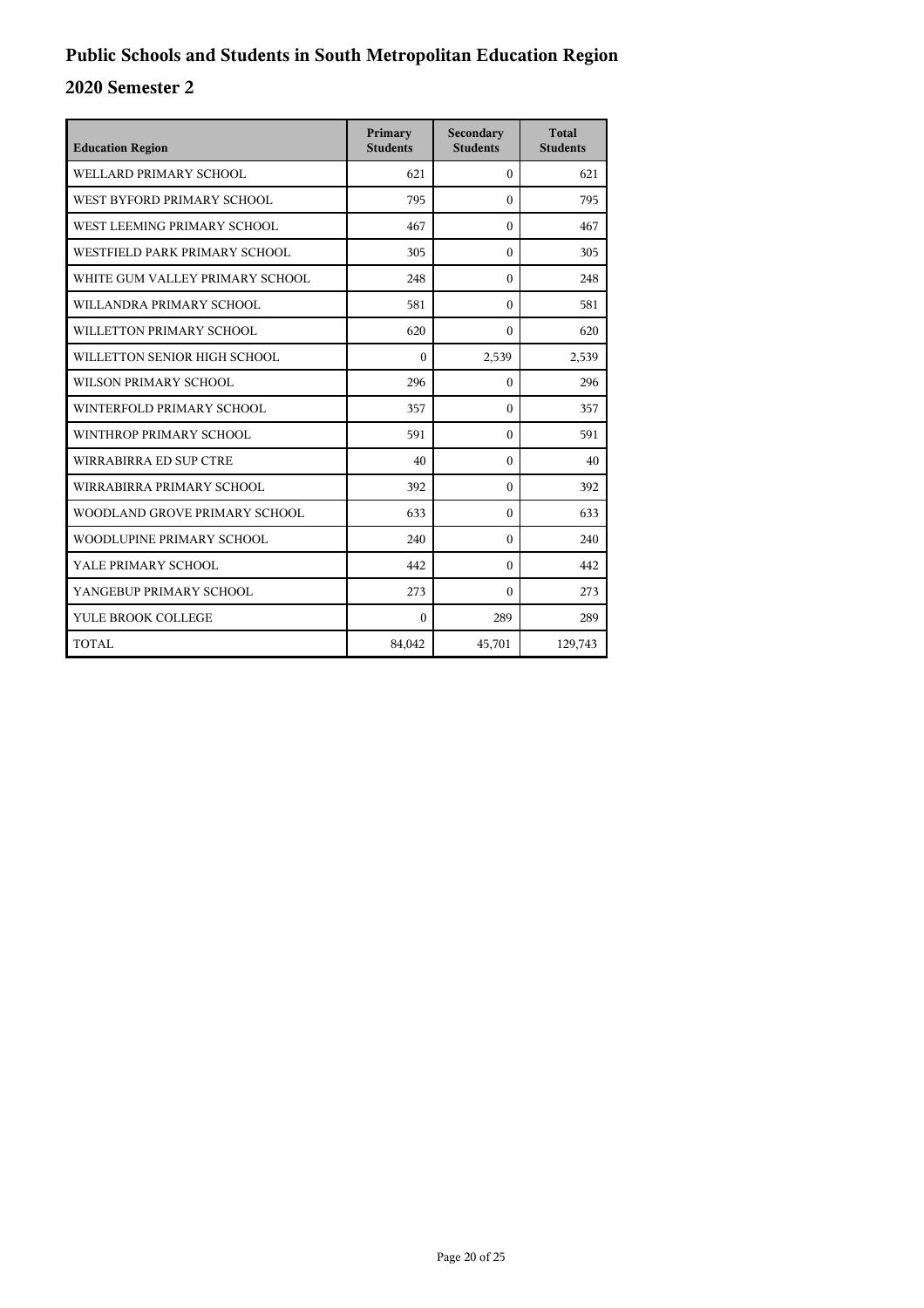# Public Schools and Students in South Metropolitan Education Region

## 2020 Semester 2

| Education Region | Primary Students | Secondary Students | Total Students |
|---|---|---|---|
| WELLARD PRIMARY SCHOOL | 621 | 0 | 621 |
| WEST BYFORD PRIMARY SCHOOL | 795 | 0 | 795 |
| WEST LEEMING PRIMARY SCHOOL | 467 | 0 | 467 |
| WESTFIELD PARK PRIMARY SCHOOL | 305 | 0 | 305 |
| WHITE GUM VALLEY PRIMARY SCHOOL | 248 | 0 | 248 |
| WILLANDRA PRIMARY SCHOOL | 581 | 0 | 581 |
| WILLETTON PRIMARY SCHOOL | 620 | 0 | 620 |
| WILLETTON SENIOR HIGH SCHOOL | 0 | 2,539 | 2,539 |
| WILSON PRIMARY SCHOOL | 296 | 0 | 296 |
| WINTERFOLD PRIMARY SCHOOL | 357 | 0 | 357 |
| WINTHROP PRIMARY SCHOOL | 591 | 0 | 591 |
| WIRRABIRRA ED SUP CTRE | 40 | 0 | 40 |
| WIRRABIRRA PRIMARY SCHOOL | 392 | 0 | 392 |
| WOODLAND GROVE PRIMARY SCHOOL | 633 | 0 | 633 |
| WOODLUPINE PRIMARY SCHOOL | 240 | 0 | 240 |
| YALE PRIMARY SCHOOL | 442 | 0 | 442 |
| YANGEBUP PRIMARY SCHOOL | 273 | 0 | 273 |
| YULE BROOK COLLEGE | 0 | 289 | 289 |
| TOTAL | 84,042 | 45,701 | 129,743 |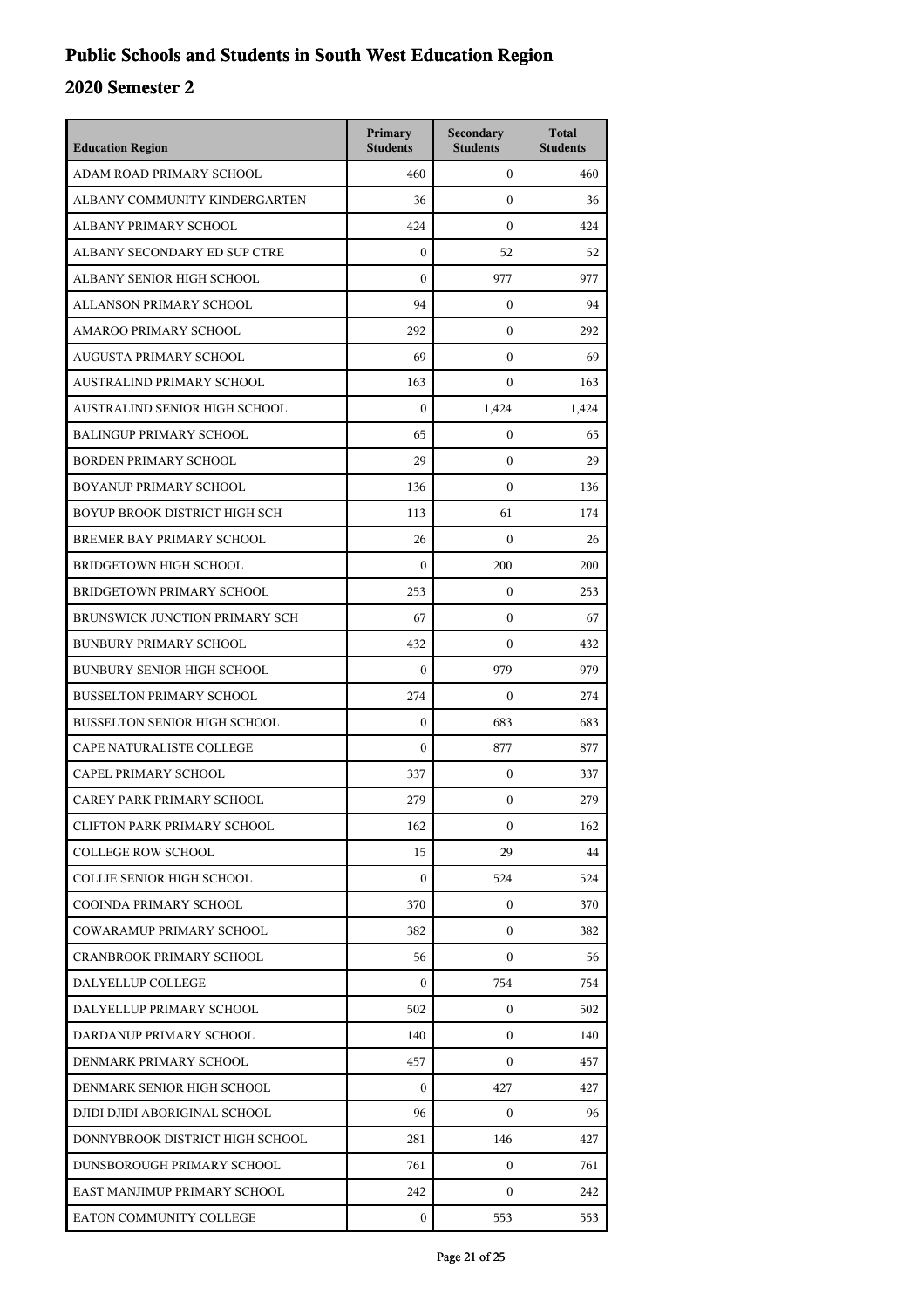# Public Schools and Students in South West Education Region

## 2020 Semester 2

| Education Region | Primary Students | Secondary Students | Total Students |
|---|---|---|---|
| ADAM ROAD PRIMARY SCHOOL | 460 | 0 | 460 |
| ALBANY COMMUNITY KINDERGARTEN | 36 | 0 | 36 |
| ALBANY PRIMARY SCHOOL | 424 | 0 | 424 |
| ALBANY SECONDARY ED SUP CTRE | 0 | 52 | 52 |
| ALBANY SENIOR HIGH SCHOOL | 0 | 977 | 977 |
| ALLANSON PRIMARY SCHOOL | 94 | 0 | 94 |
| AMAROO PRIMARY SCHOOL | 292 | 0 | 292 |
| AUGUSTA PRIMARY SCHOOL | 69 | 0 | 69 |
| AUSTRALIND PRIMARY SCHOOL | 163 | 0 | 163 |
| AUSTRALIND SENIOR HIGH SCHOOL | 0 | 1,424 | 1,424 |
| BALINGUP PRIMARY SCHOOL | 65 | 0 | 65 |
| BORDEN PRIMARY SCHOOL | 29 | 0 | 29 |
| BOYANUP PRIMARY SCHOOL | 136 | 0 | 136 |
| BOYUP BROOK DISTRICT HIGH SCH | 113 | 61 | 174 |
| BREMER BAY PRIMARY SCHOOL | 26 | 0 | 26 |
| BRIDGETOWN HIGH SCHOOL | 0 | 200 | 200 |
| BRIDGETOWN PRIMARY SCHOOL | 253 | 0 | 253 |
| BRUNSWICK JUNCTION PRIMARY SCH | 67 | 0 | 67 |
| BUNBURY PRIMARY SCHOOL | 432 | 0 | 432 |
| BUNBURY SENIOR HIGH SCHOOL | 0 | 979 | 979 |
| BUSSELTON PRIMARY SCHOOL | 274 | 0 | 274 |
| BUSSELTON SENIOR HIGH SCHOOL | 0 | 683 | 683 |
| CAPE NATURALISTE COLLEGE | 0 | 877 | 877 |
| CAPEL PRIMARY SCHOOL | 337 | 0 | 337 |
| CAREY PARK PRIMARY SCHOOL | 279 | 0 | 279 |
| CLIFTON PARK PRIMARY SCHOOL | 162 | 0 | 162 |
| COLLEGE ROW SCHOOL | 15 | 29 | 44 |
| COLLIE SENIOR HIGH SCHOOL | 0 | 524 | 524 |
| COOINDA PRIMARY SCHOOL | 370 | 0 | 370 |
| COWARAMUP PRIMARY SCHOOL | 382 | 0 | 382 |
| CRANBROOK PRIMARY SCHOOL | 56 | 0 | 56 |
| DALYELLUP COLLEGE | 0 | 754 | 754 |
| DALYELLUP PRIMARY SCHOOL | 502 | 0 | 502 |
| DARDANUP PRIMARY SCHOOL | 140 | 0 | 140 |
| DENMARK PRIMARY SCHOOL | 457 | 0 | 457 |
| DENMARK SENIOR HIGH SCHOOL | 0 | 427 | 427 |
| DJIDI DJIDI ABORIGINAL SCHOOL | 96 | 0 | 96 |
| DONNYBROOK DISTRICT HIGH SCHOOL | 281 | 146 | 427 |
| DUNSBOROUGH PRIMARY SCHOOL | 761 | 0 | 761 |
| EAST MANJIMUP PRIMARY SCHOOL | 242 | 0 | 242 |
| EATON COMMUNITY COLLEGE | 0 | 553 | 553 |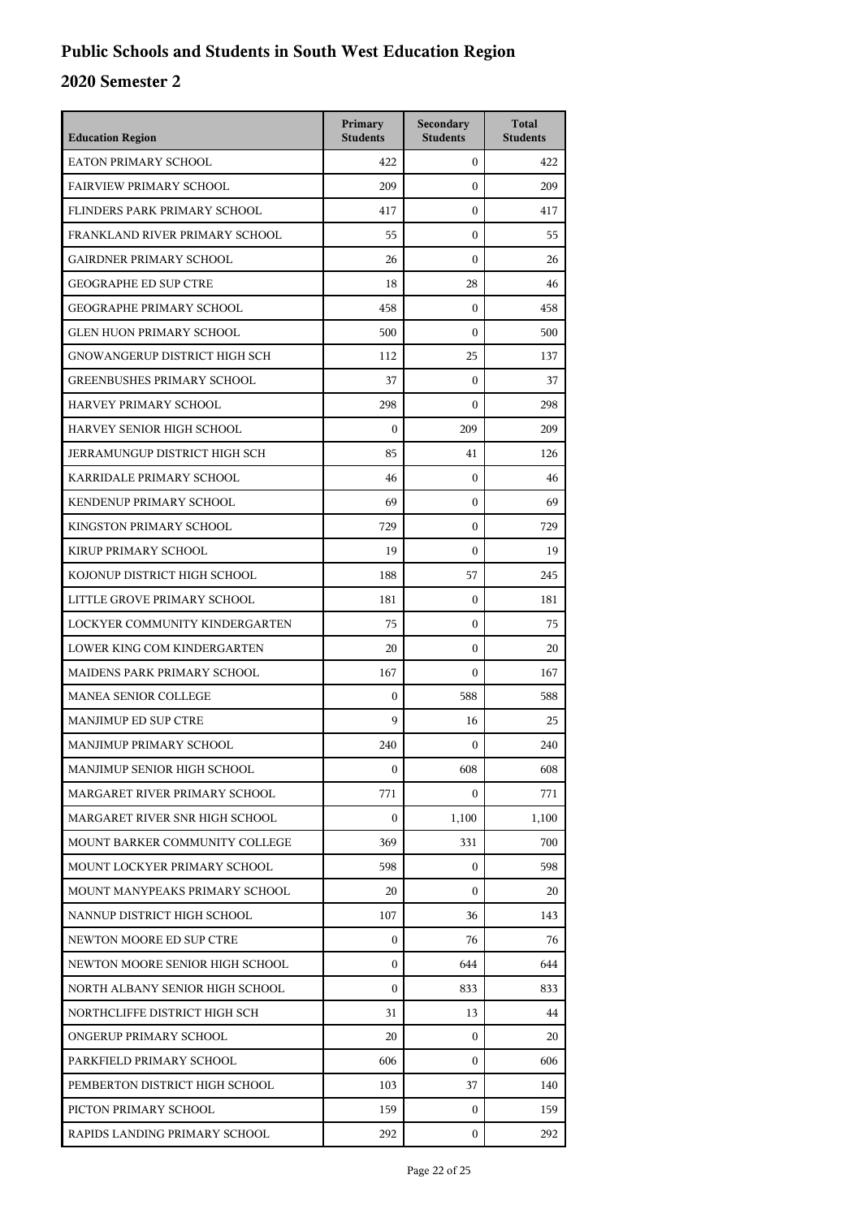# Public Schools and Students in South West Education Region

## 2020 Semester 2

| Education Region | Primary Students | Secondary Students | Total Students |
|---|---|---|---|
| EATON PRIMARY SCHOOL | 422 | 0 | 422 |
| FAIRVIEW PRIMARY SCHOOL | 209 | 0 | 209 |
| FLINDERS PARK PRIMARY SCHOOL | 417 | 0 | 417 |
| FRANKLAND RIVER PRIMARY SCHOOL | 55 | 0 | 55 |
| GAIRDNER PRIMARY SCHOOL | 26 | 0 | 26 |
| GEOGRAPHE ED SUP CTRE | 18 | 28 | 46 |
| GEOGRAPHE PRIMARY SCHOOL | 458 | 0 | 458 |
| GLEN HUON PRIMARY SCHOOL | 500 | 0 | 500 |
| GNOWANGERUP DISTRICT HIGH SCH | 112 | 25 | 137 |
| GREENBUSHES PRIMARY SCHOOL | 37 | 0 | 37 |
| HARVEY PRIMARY SCHOOL | 298 | 0 | 298 |
| HARVEY SENIOR HIGH SCHOOL | 0 | 209 | 209 |
| JERRAMUNGUP DISTRICT HIGH SCH | 85 | 41 | 126 |
| KARRIDALE PRIMARY SCHOOL | 46 | 0 | 46 |
| KENDENUP PRIMARY SCHOOL | 69 | 0 | 69 |
| KINGSTON PRIMARY SCHOOL | 729 | 0 | 729 |
| KIRUP PRIMARY SCHOOL | 19 | 0 | 19 |
| KOJONUP DISTRICT HIGH SCHOOL | 188 | 57 | 245 |
| LITTLE GROVE PRIMARY SCHOOL | 181 | 0 | 181 |
| LOCKYER COMMUNITY KINDERGARTEN | 75 | 0 | 75 |
| LOWER KING COM KINDERGARTEN | 20 | 0 | 20 |
| MAIDENS PARK PRIMARY SCHOOL | 167 | 0 | 167 |
| MANEA SENIOR COLLEGE | 0 | 588 | 588 |
| MANJIMUP ED SUP CTRE | 9 | 16 | 25 |
| MANJIMUP PRIMARY SCHOOL | 240 | 0 | 240 |
| MANJIMUP SENIOR HIGH SCHOOL | 0 | 608 | 608 |
| MARGARET RIVER PRIMARY SCHOOL | 771 | 0 | 771 |
| MARGARET RIVER SNR HIGH SCHOOL | 0 | 1,100 | 1,100 |
| MOUNT BARKER COMMUNITY COLLEGE | 369 | 331 | 700 |
| MOUNT LOCKYER PRIMARY SCHOOL | 598 | 0 | 598 |
| MOUNT MANYPEAKS PRIMARY SCHOOL | 20 | 0 | 20 |
| NANNUP DISTRICT HIGH SCHOOL | 107 | 36 | 143 |
| NEWTON MOORE ED SUP CTRE | 0 | 76 | 76 |
| NEWTON MOORE SENIOR HIGH SCHOOL | 0 | 644 | 644 |
| NORTH ALBANY SENIOR HIGH SCHOOL | 0 | 833 | 833 |
| NORTHCLIFFE DISTRICT HIGH SCH | 31 | 13 | 44 |
| ONGERUP PRIMARY SCHOOL | 20 | 0 | 20 |
| PARKFIELD PRIMARY SCHOOL | 606 | 0 | 606 |
| PEMBERTON DISTRICT HIGH SCHOOL | 103 | 37 | 140 |
| PICTON PRIMARY SCHOOL | 159 | 0 | 159 |
| RAPIDS LANDING PRIMARY SCHOOL | 292 | 0 | 292 |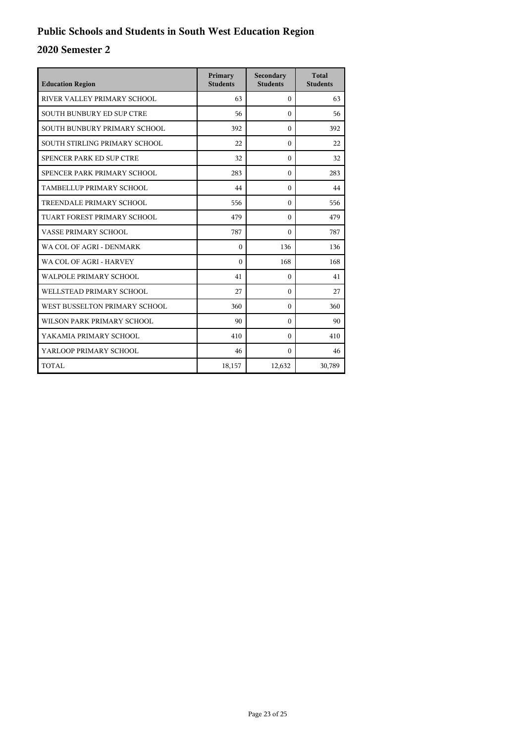# Public Schools and Students in South West Education Region

## 2020 Semester 2

| Education Region | Primary Students | Secondary Students | Total Students |
|---|---|---|---|
| RIVER VALLEY PRIMARY SCHOOL | 63 | 0 | 63 |
| SOUTH BUNBURY ED SUP CTRE | 56 | 0 | 56 |
| SOUTH BUNBURY PRIMARY SCHOOL | 392 | 0 | 392 |
| SOUTH STIRLING PRIMARY SCHOOL | 22 | 0 | 22 |
| SPENCER PARK ED SUP CTRE | 32 | 0 | 32 |
| SPENCER PARK PRIMARY SCHOOL | 283 | 0 | 283 |
| TAMBELLUP PRIMARY SCHOOL | 44 | 0 | 44 |
| TREENDALE PRIMARY SCHOOL | 556 | 0 | 556 |
| TUART FOREST PRIMARY SCHOOL | 479 | 0 | 479 |
| VASSE PRIMARY SCHOOL | 787 | 0 | 787 |
| WA COL OF AGRI - DENMARK | 0 | 136 | 136 |
| WA COL OF AGRI - HARVEY | 0 | 168 | 168 |
| WALPOLE PRIMARY SCHOOL | 41 | 0 | 41 |
| WELLSTEAD PRIMARY SCHOOL | 27 | 0 | 27 |
| WEST BUSSELTON PRIMARY SCHOOL | 360 | 0 | 360 |
| WILSON PARK PRIMARY SCHOOL | 90 | 0 | 90 |
| YAKAMIA PRIMARY SCHOOL | 410 | 0 | 410 |
| YARLOOP PRIMARY SCHOOL | 46 | 0 | 46 |
| TOTAL | 18,157 | 12,632 | 30,789 |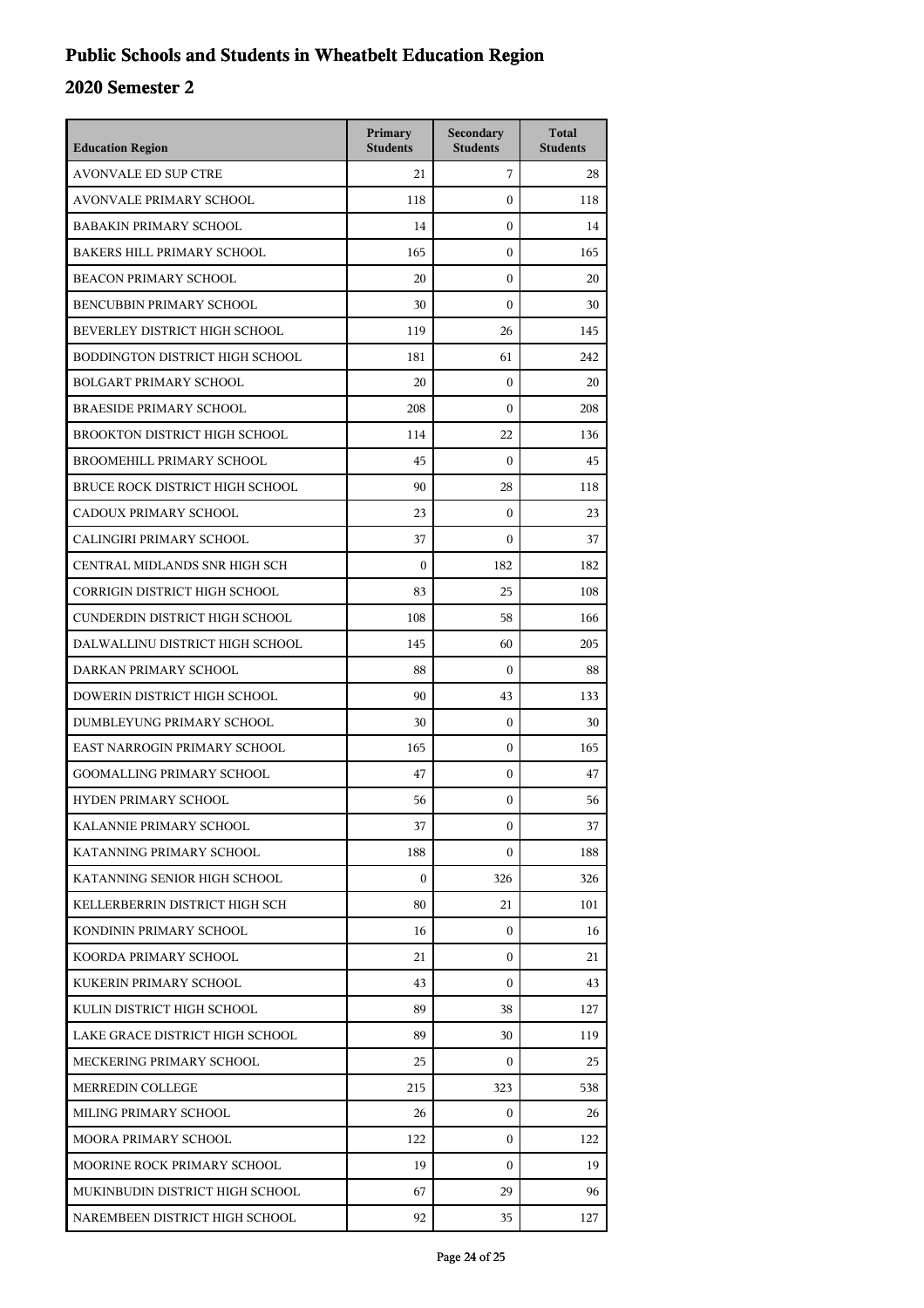# Public Schools and Students in Wheatbelt Education Region

## 2020 Semester 2

| Education Region | Primary Students | Secondary Students | Total Students |
|---|---|---|---|
| AVONVALE ED SUP CTRE | 21 | 7 | 28 |
| AVONVALE PRIMARY SCHOOL | 118 | 0 | 118 |
| BABAKIN PRIMARY SCHOOL | 14 | 0 | 14 |
| BAKERS HILL PRIMARY SCHOOL | 165 | 0 | 165 |
| BEACON PRIMARY SCHOOL | 20 | 0 | 20 |
| BENCUBBIN PRIMARY SCHOOL | 30 | 0 | 30 |
| BEVERLEY DISTRICT HIGH SCHOOL | 119 | 26 | 145 |
| BODDINGTON DISTRICT HIGH SCHOOL | 181 | 61 | 242 |
| BOLGART PRIMARY SCHOOL | 20 | 0 | 20 |
| BRAESIDE PRIMARY SCHOOL | 208 | 0 | 208 |
| BROOKTON DISTRICT HIGH SCHOOL | 114 | 22 | 136 |
| BROOMEHILL PRIMARY SCHOOL | 45 | 0 | 45 |
| BRUCE ROCK DISTRICT HIGH SCHOOL | 90 | 28 | 118 |
| CADOUX PRIMARY SCHOOL | 23 | 0 | 23 |
| CALINGIRI PRIMARY SCHOOL | 37 | 0 | 37 |
| CENTRAL MIDLANDS SNR HIGH SCH | 0 | 182 | 182 |
| CORRIGIN DISTRICT HIGH SCHOOL | 83 | 25 | 108 |
| CUNDERDIN DISTRICT HIGH SCHOOL | 108 | 58 | 166 |
| DALWALLINU DISTRICT HIGH SCHOOL | 145 | 60 | 205 |
| DARKAN PRIMARY SCHOOL | 88 | 0 | 88 |
| DOWERIN DISTRICT HIGH SCHOOL | 90 | 43 | 133 |
| DUMBLEYUNG PRIMARY SCHOOL | 30 | 0 | 30 |
| EAST NARROGIN PRIMARY SCHOOL | 165 | 0 | 165 |
| GOOMALLING PRIMARY SCHOOL | 47 | 0 | 47 |
| HYDEN PRIMARY SCHOOL | 56 | 0 | 56 |
| KALANNIE PRIMARY SCHOOL | 37 | 0 | 37 |
| KATANNING PRIMARY SCHOOL | 188 | 0 | 188 |
| KATANNING SENIOR HIGH SCHOOL | 0 | 326 | 326 |
| KELLERBERRIN DISTRICT HIGH SCH | 80 | 21 | 101 |
| KONDININ PRIMARY SCHOOL | 16 | 0 | 16 |
| KOORDA PRIMARY SCHOOL | 21 | 0 | 21 |
| KUKERIN PRIMARY SCHOOL | 43 | 0 | 43 |
| KULIN DISTRICT HIGH SCHOOL | 89 | 38 | 127 |
| LAKE GRACE DISTRICT HIGH SCHOOL | 89 | 30 | 119 |
| MECKERING PRIMARY SCHOOL | 25 | 0 | 25 |
| MERREDIN COLLEGE | 215 | 323 | 538 |
| MILING PRIMARY SCHOOL | 26 | 0 | 26 |
| MOORA PRIMARY SCHOOL | 122 | 0 | 122 |
| MOORINE ROCK PRIMARY SCHOOL | 19 | 0 | 19 |
| MUKINBUDIN DISTRICT HIGH SCHOOL | 67 | 29 | 96 |
| NAREMBEEN DISTRICT HIGH SCHOOL | 92 | 35 | 127 |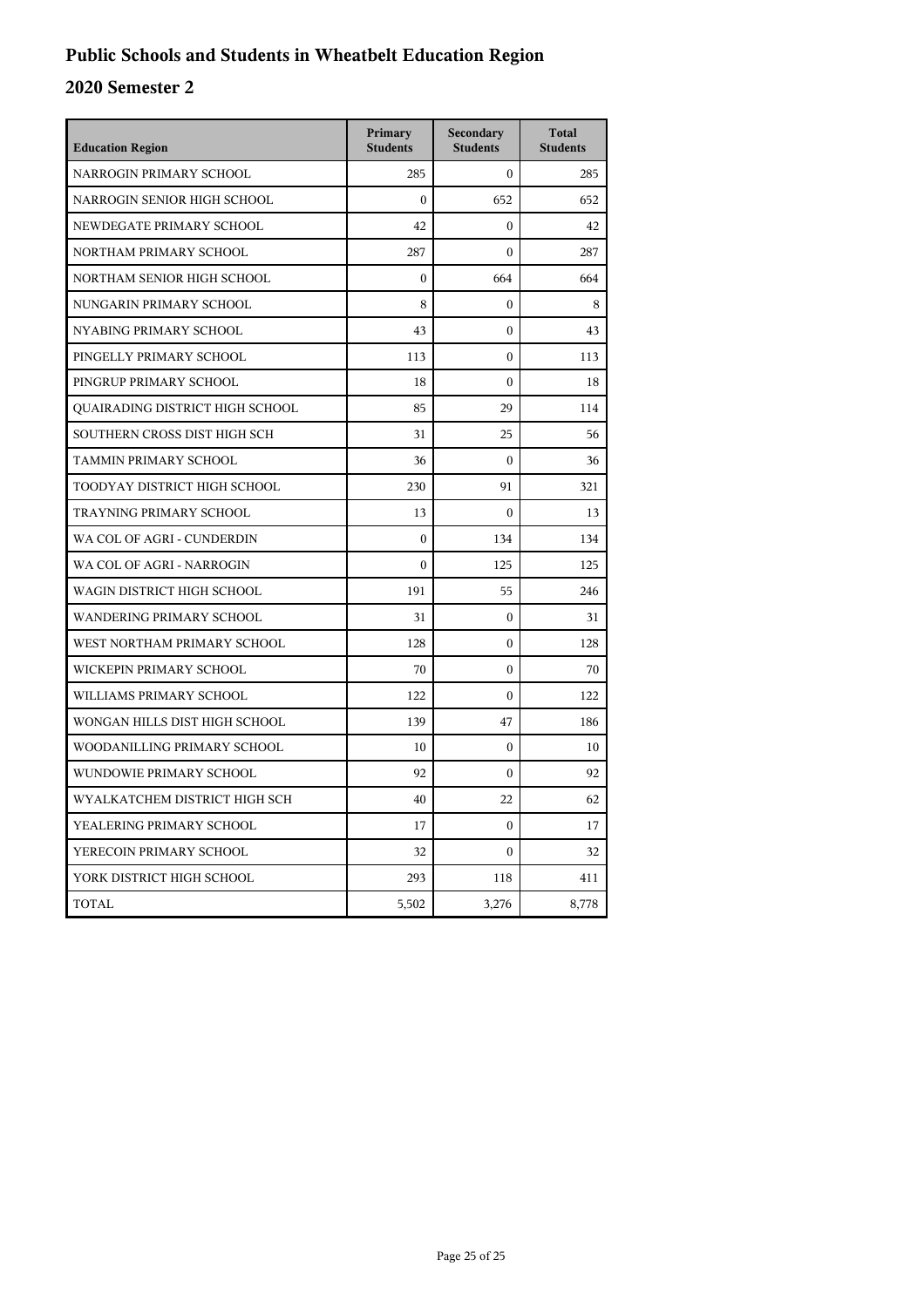# Public Schools and Students in Wheatbelt Education Region

## 2020 Semester 2

| Education Region | Primary Students | Secondary Students | Total Students |
|---|---|---|---|
| NARROGIN PRIMARY SCHOOL | 285 | 0 | 285 |
| NARROGIN SENIOR HIGH SCHOOL | 0 | 652 | 652 |
| NEWDEGATE PRIMARY SCHOOL | 42 | 0 | 42 |
| NORTHAM PRIMARY SCHOOL | 287 | 0 | 287 |
| NORTHAM SENIOR HIGH SCHOOL | 0 | 664 | 664 |
| NUNGARIN PRIMARY SCHOOL | 8 | 0 | 8 |
| NYABING PRIMARY SCHOOL | 43 | 0 | 43 |
| PINGELLY PRIMARY SCHOOL | 113 | 0 | 113 |
| PINGRUP PRIMARY SCHOOL | 18 | 0 | 18 |
| QUAIRADING DISTRICT HIGH SCHOOL | 85 | 29 | 114 |
| SOUTHERN CROSS DIST HIGH SCH | 31 | 25 | 56 |
| TAMMIN PRIMARY SCHOOL | 36 | 0 | 36 |
| TOODYAY DISTRICT HIGH SCHOOL | 230 | 91 | 321 |
| TRAYNING PRIMARY SCHOOL | 13 | 0 | 13 |
| WA COL OF AGRI - CUNDERDIN | 0 | 134 | 134 |
| WA COL OF AGRI - NARROGIN | 0 | 125 | 125 |
| WAGIN DISTRICT HIGH SCHOOL | 191 | 55 | 246 |
| WANDERING PRIMARY SCHOOL | 31 | 0 | 31 |
| WEST NORTHAM PRIMARY SCHOOL | 128 | 0 | 128 |
| WICKEPIN PRIMARY SCHOOL | 70 | 0 | 70 |
| WILLIAMS PRIMARY SCHOOL | 122 | 0 | 122 |
| WONGAN HILLS DIST HIGH SCHOOL | 139 | 47 | 186 |
| WOODANILLING PRIMARY SCHOOL | 10 | 0 | 10 |
| WUNDOWIE PRIMARY SCHOOL | 92 | 0 | 92 |
| WYALKATCHEM DISTRICT HIGH SCH | 40 | 22 | 62 |
| YEALERING PRIMARY SCHOOL | 17 | 0 | 17 |
| YERECOIN PRIMARY SCHOOL | 32 | 0 | 32 |
| YORK DISTRICT HIGH SCHOOL | 293 | 118 | 411 |
| TOTAL | 5,502 | 3,276 | 8,778 |